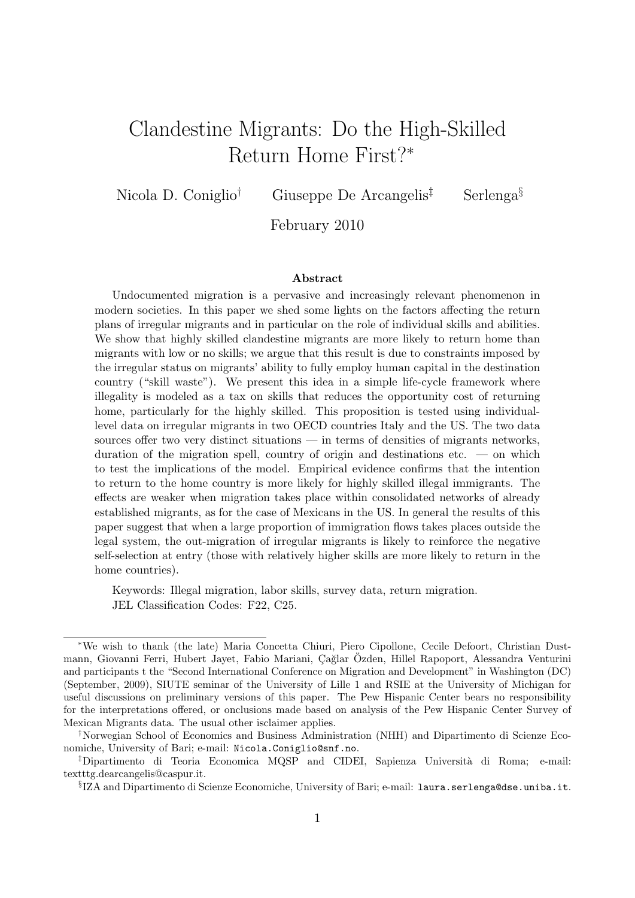# Clandestine Migrants: Do the High-Skilled Return Home First?*

Nicola D. Coniglio† Giuseppe De Arcangelis‡ Serlenga§

February 2010

### Abstract

Undocumented migration is a pervasive and increasingly relevant phenomenon in modern societies. In this paper we shed some lights on the factors affecting the return plans of irregular migrants and in particular on the role of individual skills and abilities. We show that highly skilled clandestine migrants are more likely to return home than migrants with low or no skills; we argue that this result is due to constraints imposed by the irregular status on migrants' ability to fully employ human capital in the destination country ("skill waste"). We present this idea in a simple life-cycle framework where illegality is modeled as a tax on skills that reduces the opportunity cost of returning home, particularly for the highly skilled. This proposition is tested using individual-level data on irregular migrants in two OECD countries Italy and the US. The two data sources offer two very distinct situations — in terms of densities of migrants networks, duration of the migration spell, country of origin and destinations etc. — on which to test the implications of the model. Empirical evidence confirms that the intention to return to the home country is more likely for highly skilled illegal immigrants. The effects are weaker when migration takes place within consolidated networks of already established migrants, as for the case of Mexicans in the US. In general the results of this paper suggest that when a large proportion of immigration flows takes places outside the legal system, the out-migration of irregular migrants is likely to reinforce the negative self-selection at entry (those with relatively higher skills are more likely to return in the home countries).

Keywords: Illegal migration, labor skills, survey data, return migration.
JEL Classification Codes: F22, C25.

---

*We wish to thank (the late) Maria Concetta Chiuri, Piero Cipollone, Cecile Defoort, Christian Dustmann, Giovanni Ferri, Hubert Jayet, Fabio Mariani, Çağlar Özden, Hillel Rapoport, Alessandra Venturini and participants t the "Second International Conference on Migration and Development" in Washington (DC) (September, 2009), SIUTE seminar of the University of Lille 1 and RSIE at the University of Michigan for useful discussions on preliminary versions of this paper. The Pew Hispanic Center bears no responsibility for the interpretations offered, or onclusions made based on analysis of the Pew Hispanic Center Survey of Mexican Migrants data. The usual other isclaimer applies.

†Norwegian School of Economics and Business Administration (NHH) and Dipartimento di Scienze Economiche, University of Bari; e-mail: Nicola.Coniglio@snf.no.

‡Dipartimento di Teoria Economica MQSP and CIDEI, Sapienza Università di Roma; e-mail: texttg.dearcangelis@caspur.it.

§IZA and Dipartimento di Scienze Economiche, University of Bari; e-mail: laura.serlenga@dse.uniba.it.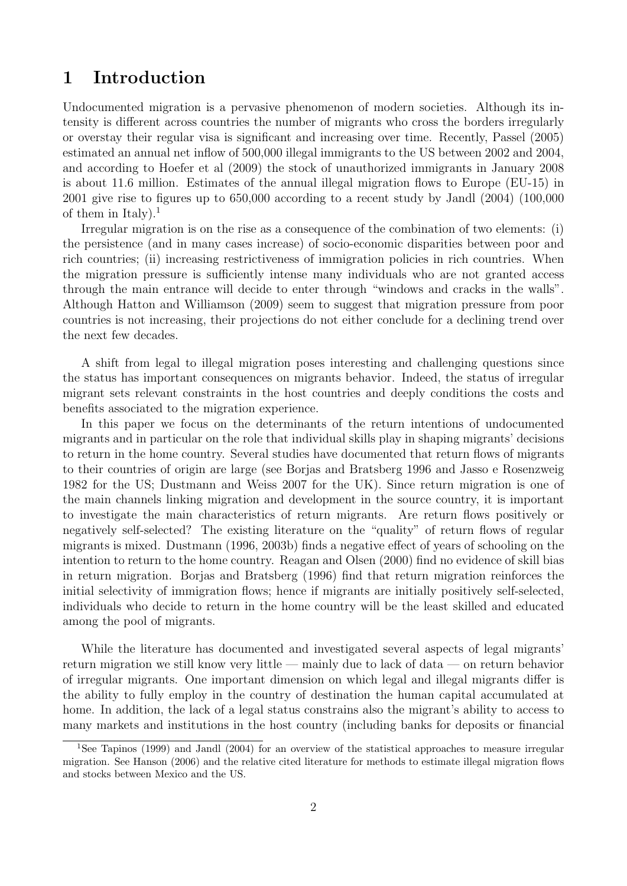# 1 Introduction

Undocumented migration is a pervasive phenomenon of modern societies. Although its intensity is different across countries the number of migrants who cross the borders irregularly or overstay their regular visa is significant and increasing over time. Recently, Passel (2005) estimated an annual net inflow of 500,000 illegal immigrants to the US between 2002 and 2004, and according to Hoefer et al (2009) the stock of unauthorized immigrants in January 2008 is about 11.6 million. Estimates of the annual illegal migration flows to Europe (EU-15) in 2001 give rise to figures up to 650,000 according to a recent study by Jandl (2004) (100,000 of them in Italy).[1]

Irregular migration is on the rise as a consequence of the combination of two elements: (i) the persistence (and in many cases increase) of socio-economic disparities between poor and rich countries; (ii) increasing restrictiveness of immigration policies in rich countries. When the migration pressure is sufficiently intense many individuals who are not granted access through the main entrance will decide to enter through "windows and cracks in the walls". Although Hatton and Williamson (2009) seem to suggest that migration pressure from poor countries is not increasing, their projections do not either conclude for a declining trend over the next few decades.

A shift from legal to illegal migration poses interesting and challenging questions since the status has important consequences on migrants behavior. Indeed, the status of irregular migrant sets relevant constraints in the host countries and deeply conditions the costs and benefits associated to the migration experience.

In this paper we focus on the determinants of the return intentions of undocumented migrants and in particular on the role that individual skills play in shaping migrants' decisions to return in the home country. Several studies have documented that return flows of migrants to their countries of origin are large (see Borjas and Bratsberg 1996 and Jasso e Rosenzweig 1982 for the US; Dustmann and Weiss 2007 for the UK). Since return migration is one of the main channels linking migration and development in the source country, it is important to investigate the main characteristics of return migrants. Are return flows positively or negatively self-selected? The existing literature on the "quality" of return flows of regular migrants is mixed. Dustmann (1996, 2003b) finds a negative effect of years of schooling on the intention to return to the home country. Reagan and Olsen (2000) find no evidence of skill bias in return migration. Borjas and Bratsberg (1996) find that return migration reinforces the initial selectivity of immigration flows; hence if migrants are initially positively self-selected, individuals who decide to return in the home country will be the least skilled and educated among the pool of migrants.

While the literature has documented and investigated several aspects of legal migrants' return migration we still know very little — mainly due to lack of data — on return behavior of irregular migrants. One important dimension on which legal and illegal migrants differ is the ability to fully employ in the country of destination the human capital accumulated at home. In addition, the lack of a legal status constrains also the migrant's ability to access to many markets and institutions in the host country (including banks for deposits or financial

[1] See Tapinos (1999) and Jandl (2004) for an overview of the statistical approaches to measure irregular migration. See Hanson (2006) and the relative cited literature for methods to estimate illegal migration flows and stocks between Mexico and the US.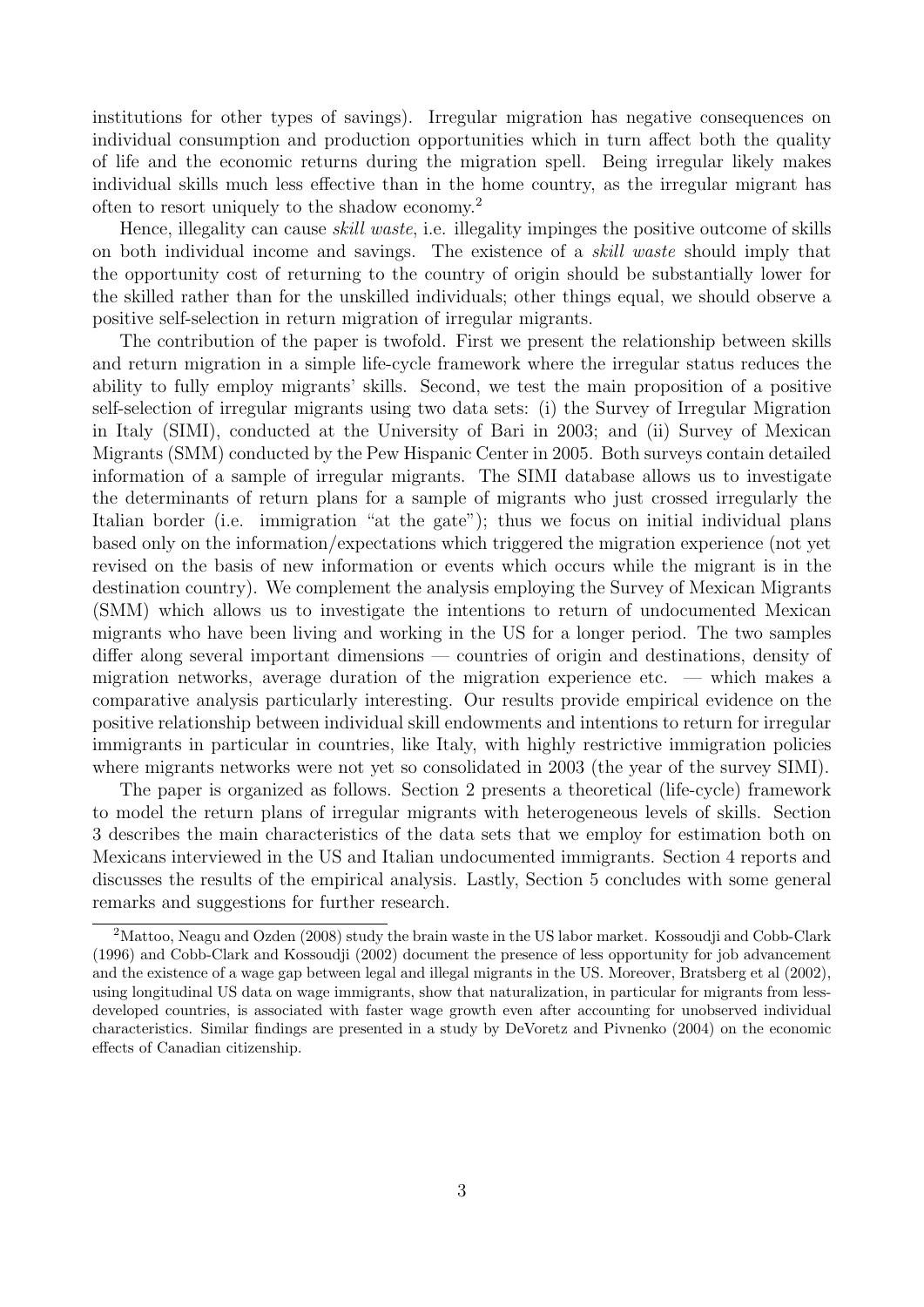institutions for other types of savings). Irregular migration has negative consequences on individual consumption and production opportunities which in turn affect both the quality of life and the economic returns during the migration spell. Being irregular likely makes individual skills much less effective than in the home country, as the irregular migrant has often to resort uniquely to the shadow economy.[2]

Hence, illegality can cause *skill waste*, i.e. illegality impinges the positive outcome of skills on both individual income and savings. The existence of a *skill waste* should imply that the opportunity cost of returning to the country of origin should be substantially lower for the skilled rather than for the unskilled individuals; other things equal, we should observe a positive self-selection in return migration of irregular migrants.

The contribution of the paper is twofold. First we present the relationship between skills and return migration in a simple life-cycle framework where the irregular status reduces the ability to fully employ migrants' skills. Second, we test the main proposition of a positive self-selection of irregular migrants using two data sets: (i) the Survey of Irregular Migration in Italy (SIMI), conducted at the University of Bari in 2003; and (ii) Survey of Mexican Migrants (SMM) conducted by the Pew Hispanic Center in 2005. Both surveys contain detailed information of a sample of irregular migrants. The SIMI database allows us to investigate the determinants of return plans for a sample of migrants who just crossed irregularly the Italian border (i.e. immigration "at the gate"); thus we focus on initial individual plans based only on the information/expectations which triggered the migration experience (not yet revised on the basis of new information or events which occurs while the migrant is in the destination country). We complement the analysis employing the Survey of Mexican Migrants (SMM) which allows us to investigate the intentions to return of undocumented Mexican migrants who have been living and working in the US for a longer period. The two samples differ along several important dimensions — countries of origin and destinations, density of migration networks, average duration of the migration experience etc. — which makes a comparative analysis particularly interesting. Our results provide empirical evidence on the positive relationship between individual skill endowments and intentions to return for irregular immigrants in particular in countries, like Italy, with highly restrictive immigration policies where migrants networks were not yet so consolidated in 2003 (the year of the survey SIMI).

The paper is organized as follows. Section 2 presents a theoretical (life-cycle) framework to model the return plans of irregular migrants with heterogeneous levels of skills. Section 3 describes the main characteristics of the data sets that we employ for estimation both on Mexicans interviewed in the US and Italian undocumented immigrants. Section 4 reports and discusses the results of the empirical analysis. Lastly, Section 5 concludes with some general remarks and suggestions for further research.

[2] Mattoo, Neagu and Ozden (2008) study the brain waste in the US labor market. Kossoudji and Cobb-Clark (1996) and Cobb-Clark and Kossoudji (2002) document the presence of less opportunity for job advancement and the existence of a wage gap between legal and illegal migrants in the US. Moreover, Bratsberg et al (2002), using longitudinal US data on wage immigrants, show that naturalization, in particular for migrants from less-developed countries, is associated with faster wage growth even after accounting for unobserved individual characteristics. Similar findings are presented in a study by DeVoretz and Pivnenko (2004) on the economic effects of Canadian citizenship.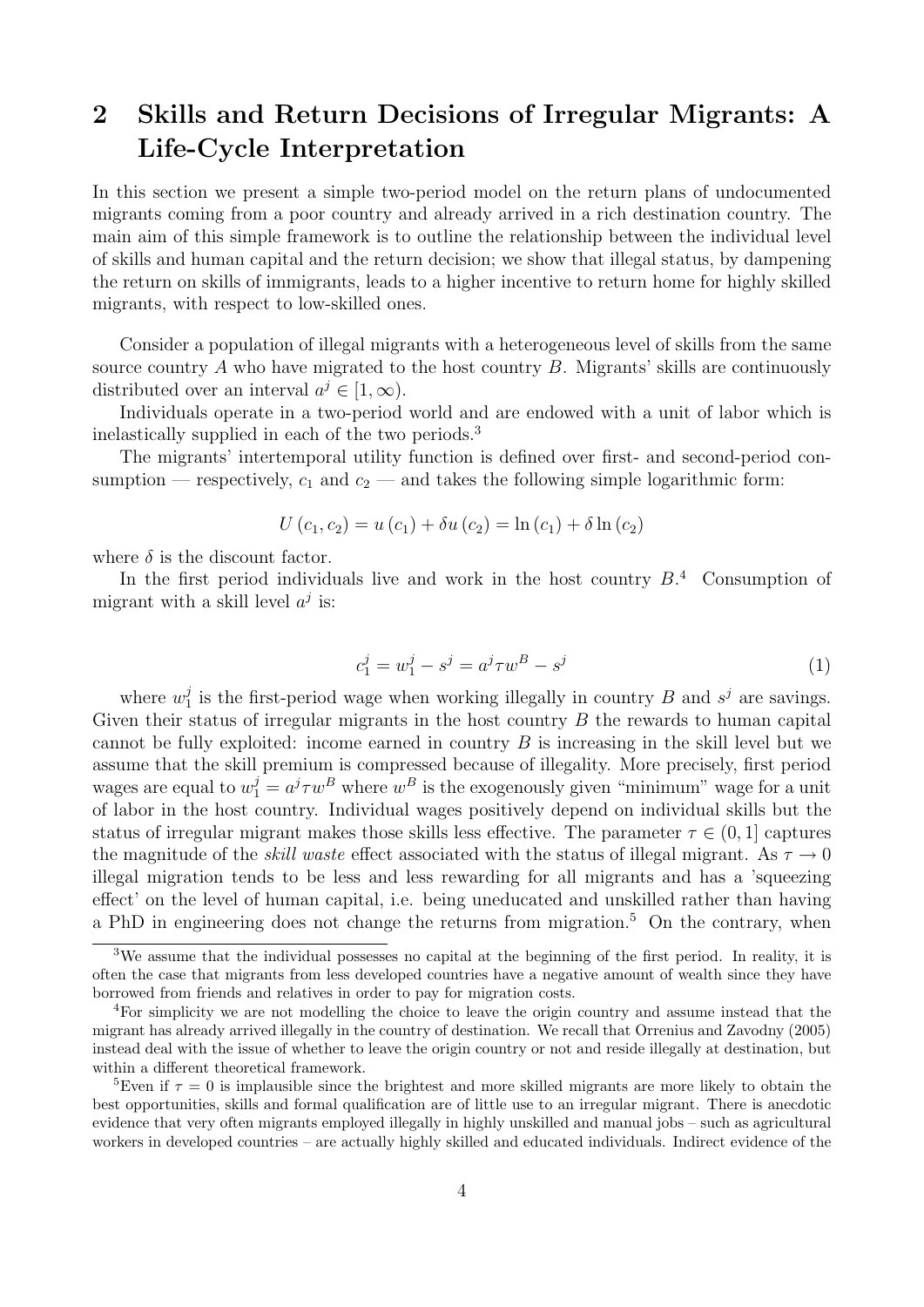## 2 Skills and Return Decisions of Irregular Migrants: A Life-Cycle Interpretation

In this section we present a simple two-period model on the return plans of undocumented migrants coming from a poor country and already arrived in a rich destination country. The main aim of this simple framework is to outline the relationship between the individual level of skills and human capital and the return decision; we show that illegal status, by dampening the return on skills of immigrants, leads to a higher incentive to return home for highly skilled migrants, with respect to low-skilled ones.

Consider a population of illegal migrants with a heterogeneous level of skills from the same source country $A$ who have migrated to the host country $B$. Migrants' skills are continuously distributed over an interval $a^j \in [1, \infty)$.

Individuals operate in a two-period world and are endowed with a unit of labor which is inelastically supplied in each of the two periods.[3]

The migrants' intertemporal utility function is defined over first- and second-period consumption — respectively, $c_1$ and $c_2$ — and takes the following simple logarithmic form:

$$U(c_1, c_2) = u(c_1) + \delta u(c_2) = \ln(c_1) + \delta \ln(c_2)$$

where $\delta$ is the discount factor.

In the first period individuals live and work in the host country $B$.[4] Consumption of migrant with a skill level $a^j$ is:

$$c_1^j = w_1^j - s^j = a^j \tau w^B - s^j \tag{1}$$

where $w_1^j$ is the first-period wage when working illegally in country $B$ and $s^j$ are savings. Given their status of irregular migrants in the host country $B$ the rewards to human capital cannot be fully exploited: income earned in country $B$ is increasing in the skill level but we assume that the skill premium is compressed because of illegality. More precisely, first period wages are equal to $w_1^j = a^j \tau w^B$ where $w^B$ is the exogenously given "minimum" wage for a unit of labor in the host country. Individual wages positively depend on individual skills but the status of irregular migrant makes those skills less effective. The parameter $\tau \in (0, 1]$ captures the magnitude of the *skill waste* effect associated with the status of illegal migrant. As $\tau \to 0$ illegal migration tends to be less and less rewarding for all migrants and has a 'squeezing effect' on the level of human capital, i.e. being uneducated and unskilled rather than having a PhD in engineering does not change the returns from migration.[5] On the contrary, when

---

[3] We assume that the individual possesses no capital at the beginning of the first period. In reality, it is often the case that migrants from less developed countries have a negative amount of wealth since they have borrowed from friends and relatives in order to pay for migration costs.

[4] For simplicity we are not modelling the choice to leave the origin country and assume instead that the migrant has already arrived illegally in the country of destination. We recall that Orrenius and Zavodny (2005) instead deal with the issue of whether to leave the origin country or not and reside illegally at destination, but within a different theoretical framework.

[5] Even if $\tau = 0$ is implausible since the brightest and more skilled migrants are more likely to obtain the best opportunities, skills and formal qualification are of little use to an irregular migrant. There is anecdotic evidence that very often migrants employed illegally in highly unskilled and manual jobs – such as agricultural workers in developed countries – are actually highly skilled and educated individuals. Indirect evidence of the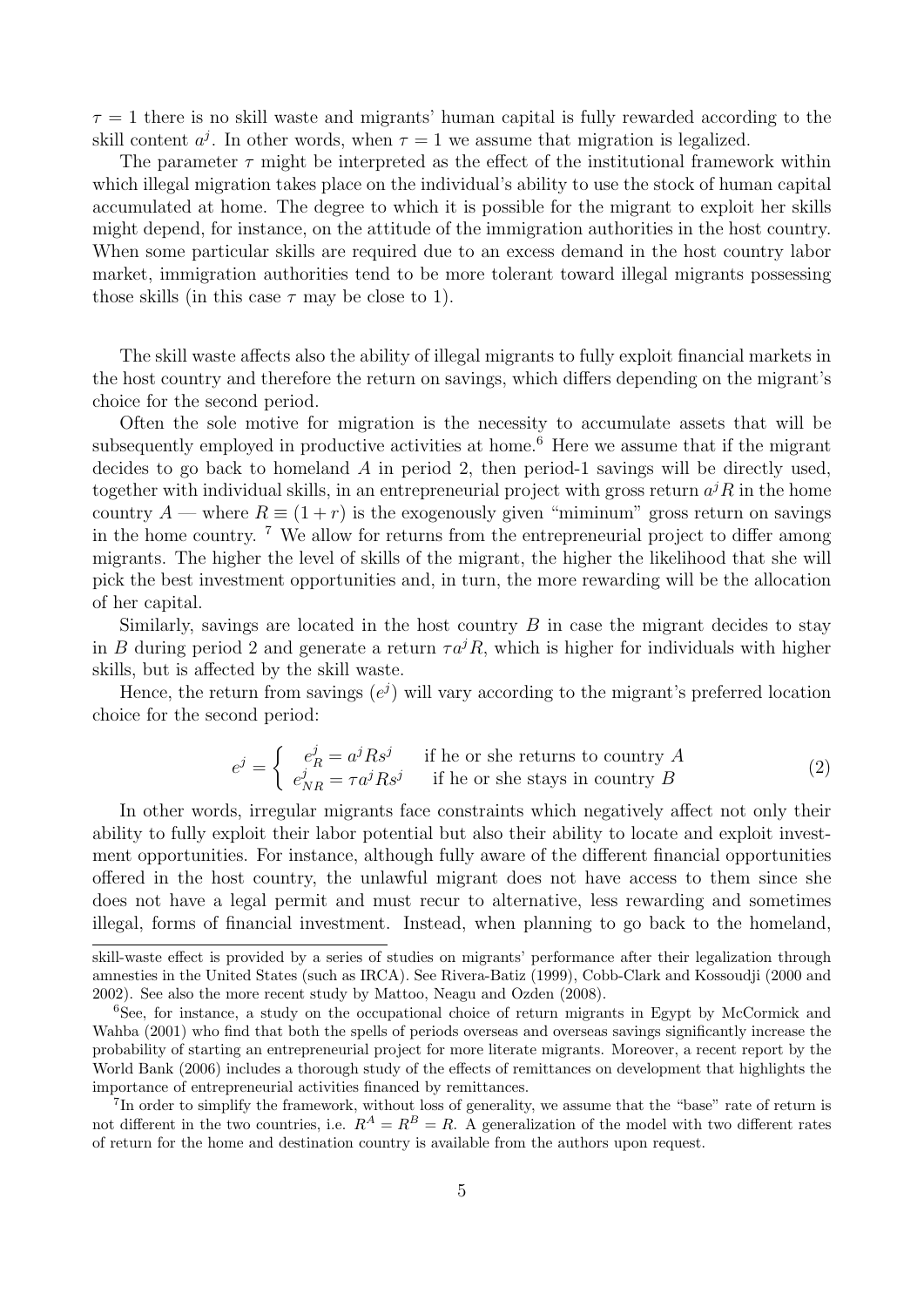$\tau = 1$ there is no skill waste and migrants' human capital is fully rewarded according to the skill content $a^j$. In other words, when $\tau = 1$ we assume that migration is legalized.

The parameter $\tau$ might be interpreted as the effect of the institutional framework within which illegal migration takes place on the individual's ability to use the stock of human capital accumulated at home. The degree to which it is possible for the migrant to exploit her skills might depend, for instance, on the attitude of the immigration authorities in the host country. When some particular skills are required due to an excess demand in the host country labor market, immigration authorities tend to be more tolerant toward illegal migrants possessing those skills (in this case $\tau$ may be close to 1).

The skill waste affects also the ability of illegal migrants to fully exploit financial markets in the host country and therefore the return on savings, which differs depending on the migrant's choice for the second period.

Often the sole motive for migration is the necessity to accumulate assets that will be subsequently employed in productive activities at home.[6] Here we assume that if the migrant decides to go back to homeland $A$ in period 2, then period-1 savings will be directly used, together with individual skills, in an entrepreneurial project with gross return $a^j R$ in the home country $A$ — where $R \equiv (1 + r)$ is the exogenously given "miminum" gross return on savings in the home country. [7] We allow for returns from the entrepreneurial project to differ among migrants. The higher the level of skills of the migrant, the higher the likelihood that she will pick the best investment opportunities and, in turn, the more rewarding will be the allocation of her capital.

Similarly, savings are located in the host country $B$ in case the migrant decides to stay in $B$ during period 2 and generate a return $\tau a^j R$, which is higher for individuals with higher skills, but is affected by the skill waste.

Hence, the return from savings ($e^j$) will vary according to the migrant's preferred location choice for the second period:

$$e^j = \begin{cases} e^j_R = a^j R s^j & \text{if he or she returns to country } A \\ e^j_{NR} = \tau a^j R s^j & \text{if he or she stays in country } B \end{cases} \tag{2}$$

In other words, irregular migrants face constraints which negatively affect not only their ability to fully exploit their labor potential but also their ability to locate and exploit investment opportunities. For instance, although fully aware of the different financial opportunities offered in the host country, the unlawful migrant does not have access to them since she does not have a legal permit and must recur to alternative, less rewarding and sometimes illegal, forms of financial investment. Instead, when planning to go back to the homeland,

---

skill-waste effect is provided by a series of studies on migrants' performance after their legalization through amnesties in the United States (such as IRCA). See Rivera-Batiz (1999), Cobb-Clark and Kossoudji (2000 and 2002). See also the more recent study by Mattoo, Neagu and Ozden (2008).

[6] See, for instance, a study on the occupational choice of return migrants in Egypt by McCormick and Wahba (2001) who find that both the spells of periods overseas and overseas savings significantly increase the probability of starting an entrepreneurial project for more literate migrants. Moreover, a recent report by the World Bank (2006) includes a thorough study of the effects of remittances on development that highlights the importance of entrepreneurial activities financed by remittances.

[7] In order to simplify the framework, without loss of generality, we assume that the "base" rate of return is not different in the two countries, i.e. $R^A = R^B = R$. A generalization of the model with two different rates of return for the home and destination country is available from the authors upon request.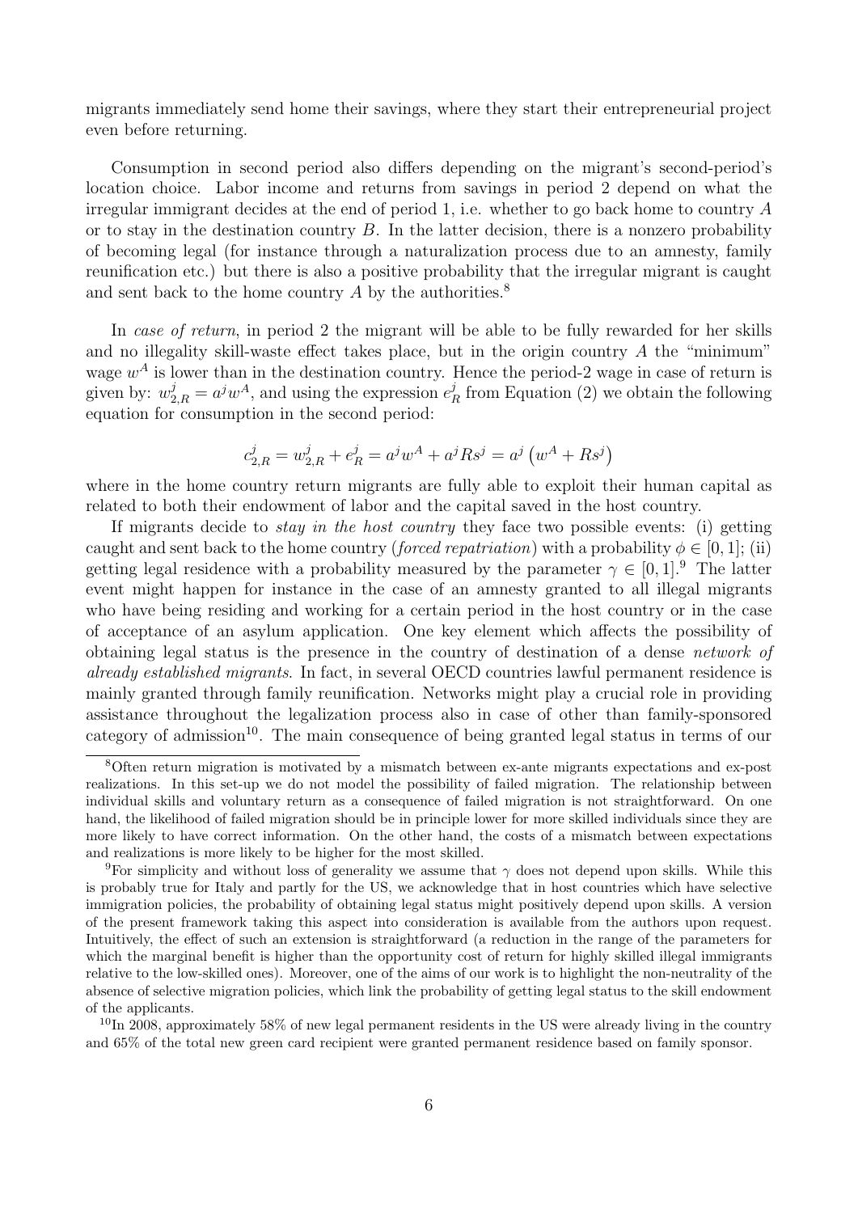migrants immediately send home their savings, where they start their entrepreneurial project even before returning.

Consumption in second period also differs depending on the migrant's second-period's location choice. Labor income and returns from savings in period 2 depend on what the irregular immigrant decides at the end of period 1, i.e. whether to go back home to country $A$ or to stay in the destination country $B$. In the latter decision, there is a nonzero probability of becoming legal (for instance through a naturalization process due to an amnesty, family reunification etc.) but there is also a positive probability that the irregular migrant is caught and sent back to the home country $A$ by the authorities.[8]

In *case of return*, in period 2 the migrant will be able to be fully rewarded for her skills and no illegality skill-waste effect takes place, but in the origin country $A$ the "minimum" wage $w^A$ is lower than in the destination country. Hence the period-2 wage in case of return is given by: $w^j_{2,R} = a^j w^A$, and using the expression $e^j_R$ from Equation (2) we obtain the following equation for consumption in the second period:

$$c^j_{2,R} = w^j_{2,R} + e^j_R = a^j w^A + a^j R s^j = a^j \left(w^A + R s^j\right)$$

where in the home country return migrants are fully able to exploit their human capital as related to both their endowment of labor and the capital saved in the host country.

If migrants decide to *stay in the host country* they face two possible events: (i) getting caught and sent back to the home country (*forced repatriation*) with a probability $\phi \in [0, 1]$; (ii) getting legal residence with a probability measured by the parameter $\gamma \in [0, 1]$.[9] The latter event might happen for instance in the case of an amnesty granted to all illegal migrants who have being residing and working for a certain period in the host country or in the case of acceptance of an asylum application. One key element which affects the possibility of obtaining legal status is the presence in the country of destination of a dense *network of already established migrants*. In fact, in several OECD countries lawful permanent residence is mainly granted through family reunification. Networks might play a crucial role in providing assistance throughout the legalization process also in case of other than family-sponsored category of admission[10]. The main consequence of being granted legal status in terms of our

---

[8] Often return migration is motivated by a mismatch between ex-ante migrants expectations and ex-post realizations. In this set-up we do not model the possibility of failed migration. The relationship between individual skills and voluntary return as a consequence of failed migration is not straightforward. On one hand, the likelihood of failed migration should be in principle lower for more skilled individuals since they are more likely to have correct information. On the other hand, the costs of a mismatch between expectations and realizations is more likely to be higher for the most skilled.

[9] For simplicity and without loss of generality we assume that $\gamma$ does not depend upon skills. While this is probably true for Italy and partly for the US, we acknowledge that in host countries which have selective immigration policies, the probability of obtaining legal status might positively depend upon skills. A version of the present framework taking this aspect into consideration is available from the authors upon request. Intuitively, the effect of such an extension is straightforward (a reduction in the range of the parameters for which the marginal benefit is higher than the opportunity cost of return for highly skilled illegal immigrants relative to the low-skilled ones). Moreover, one of the aims of our work is to highlight the non-neutrality of the absence of selective migration policies, which link the probability of getting legal status to the skill endowment of the applicants.

[10] In 2008, approximately 58% of new legal permanent residents in the US were already living in the country and 65% of the total new green card recipient were granted permanent residence based on family sponsor.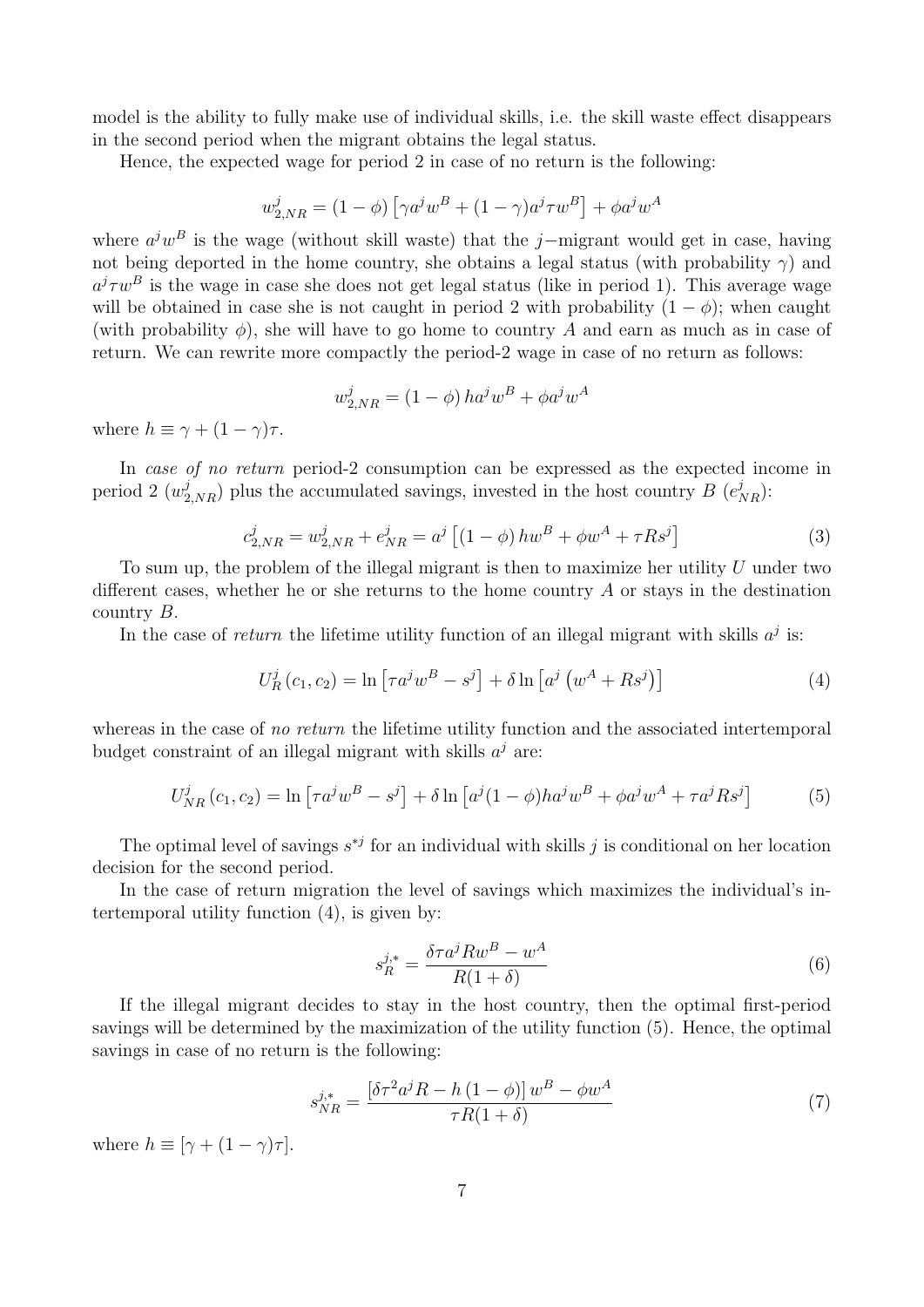model is the ability to fully make use of individual skills, i.e. the skill waste effect disappears in the second period when the migrant obtains the legal status.

Hence, the expected wage for period 2 in case of no return is the following:

$$w_{2,NR}^{j} = (1-\phi)\left[\gamma a^{j} w^{B} + (1-\gamma) a^{j} \tau w^{B}\right] + \phi a^{j} w^{A}$$

where $a^j w^B$ is the wage (without skill waste) that the $j-$migrant would get in case, having not being deported in the home country, she obtains a legal status (with probability $\gamma$) and $a^j \tau w^B$ is the wage in case she does not get legal status (like in period 1). This average wage will be obtained in case she is not caught in period 2 with probability $(1-\phi)$; when caught (with probability $\phi$), she will have to go home to country $A$ and earn as much as in case of return. We can rewrite more compactly the period-2 wage in case of no return as follows:

$$w_{2,NR}^{j} = (1-\phi)\, h a^{j} w^{B} + \phi a^{j} w^{A}$$

where $h \equiv \gamma + (1-\gamma)\tau$.

In *case of no return* period-2 consumption can be expressed as the expected income in period 2 ($w_{2,NR}^{j}$) plus the accumulated savings, invested in the host country $B$ ($e_{NR}^{j}$):

$$c_{2,NR}^{j} = w_{2,NR}^{j} + e_{NR}^{j} = a^{j}\left[(1-\phi)\, h w^{B} + \phi w^{A} + \tau R s^{j}\right] \tag{3}$$

To sum up, the problem of the illegal migrant is then to maximize her utility $U$ under two different cases, whether he or she returns to the home country $A$ or stays in the destination country $B$.

In the case of *return* the lifetime utility function of an illegal migrant with skills $a^j$ is:

$$U_{R}^{j}(c_1, c_2) = \ln\left[\tau a^{j} w^{B} - s^{j}\right] + \delta \ln\left[a^{j}\left(w^{A} + R s^{j}\right)\right] \tag{4}$$

whereas in the case of *no return* the lifetime utility function and the associated intertemporal budget constraint of an illegal migrant with skills $a^j$ are:

$$U_{NR}^{j}(c_1, c_2) = \ln\left[\tau a^{j} w^{B} - s^{j}\right] + \delta \ln\left[a^{j}(1-\phi) h a^{j} w^{B} + \phi a^{j} w^{A} + \tau a^{j} R s^{j}\right] \tag{5}$$

The optimal level of savings $s^{*j}$ for an individual with skills $j$ is conditional on her location decision for the second period.

In the case of return migration the level of savings which maximizes the individual's intertemporal utility function (4), is given by:

$$s_{R}^{j,*} = \frac{\delta \tau a^{j} R w^{B} - w^{A}}{R(1+\delta)} \tag{6}$$

If the illegal migrant decides to stay in the host country, then the optimal first-period savings will be determined by the maximization of the utility function (5). Hence, the optimal savings in case of no return is the following:

$$s_{NR}^{j,*} = \frac{\left[\delta \tau^{2} a^{j} R - h(1-\phi)\right] w^{B} - \phi w^{A}}{\tau R(1+\delta)} \tag{7}$$

where $h \equiv [\gamma + (1-\gamma)\tau]$.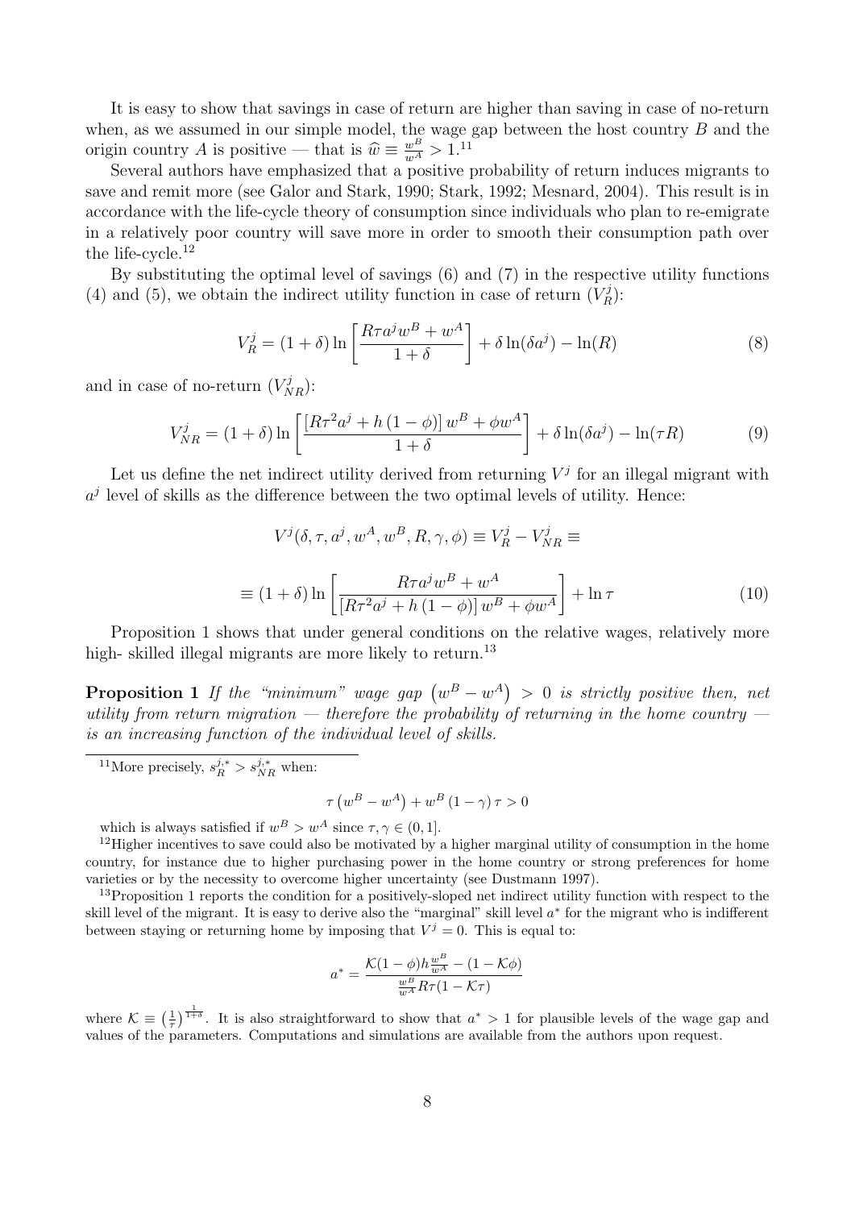It is easy to show that savings in case of return are higher than saving in case of no-return when, as we assumed in our simple model, the wage gap between the host country $B$ and the origin country $A$ is positive — that is $\widehat{w} \equiv \frac{w^B}{w^A} > 1$.[11]

Several authors have emphasized that a positive probability of return induces migrants to save and remit more (see Galor and Stark, 1990; Stark, 1992; Mesnard, 2004). This result is in accordance with the life-cycle theory of consumption since individuals who plan to re-emigrate in a relatively poor country will save more in order to smooth their consumption path over the life-cycle.[12]

By substituting the optimal level of savings (6) and (7) in the respective utility functions (4) and (5), we obtain the indirect utility function in case of return ($V_R^j$):

$$V_R^j = (1+\delta)\ln\left[\frac{R\tau a^j w^B + w^A}{1+\delta}\right] + \delta\ln(\delta a^j) - \ln(R) \tag{8}$$

and in case of no-return ($V_{NR}^j$):

$$V_{NR}^j = (1+\delta)\ln\left[\frac{\left[R\tau^2 a^j + h\,(1-\phi)\right]w^B + \phi w^A}{1+\delta}\right] + \delta\ln(\delta a^j) - \ln(\tau R) \tag{9}$$

Let us define the net indirect utility derived from returning $V^j$ for an illegal migrant with $a^j$ level of skills as the difference between the two optimal levels of utility. Hence:

$$V^j(\delta, \tau, a^j, w^A, w^B, R, \gamma, \phi) \equiv V_R^j - V_{NR}^j \equiv$$

$$\equiv (1+\delta)\ln\left[\frac{R\tau a^j w^B + w^A}{\left[R\tau^2 a^j + h\,(1-\phi)\right]w^B + \phi w^A}\right] + \ln\tau \tag{10}$$

Proposition 1 shows that under general conditions on the relative wages, relatively more high- skilled illegal migrants are more likely to return.[13]

**Proposition 1** *If the "minimum" wage gap* $\left(w^B - w^A\right) > 0$ *is strictly positive then, net utility from return migration — therefore the probability of returning in the home country — is an increasing function of the individual level of skills.*

[11] More precisely, $s_R^{j,*} > s_{NR}^{j,*}$ when:

$$\tau\left(w^B - w^A\right) + w^B(1-\gamma)\,\tau > 0$$

which is always satisfied if $w^B > w^A$ since $\tau, \gamma \in (0, 1]$.

[12] Higher incentives to save could also be motivated by a higher marginal utility of consumption in the home country, for instance due to higher purchasing power in the home country or strong preferences for home varieties or by the necessity to overcome higher uncertainty (see Dustmann 1997).

[13] Proposition 1 reports the condition for a positively-sloped net indirect utility function with respect to the skill level of the migrant. It is easy to derive also the "marginal" skill level $a^*$ for the migrant who is indifferent between staying or returning home by imposing that $V^j = 0$. This is equal to:

$$a^* = \frac{\mathcal{K}(1-\phi)h\frac{w^B}{w^A} - (1-\mathcal{K}\phi)}{\frac{w^B}{w^A}R\tau(1-\mathcal{K}\tau)}$$

where $\mathcal{K} \equiv \left(\frac{1}{\tau}\right)^{\frac{1}{1+\delta}}$. It is also straightforward to show that $a^* > 1$ for plausible levels of the wage gap and values of the parameters. Computations and simulations are available from the authors upon request.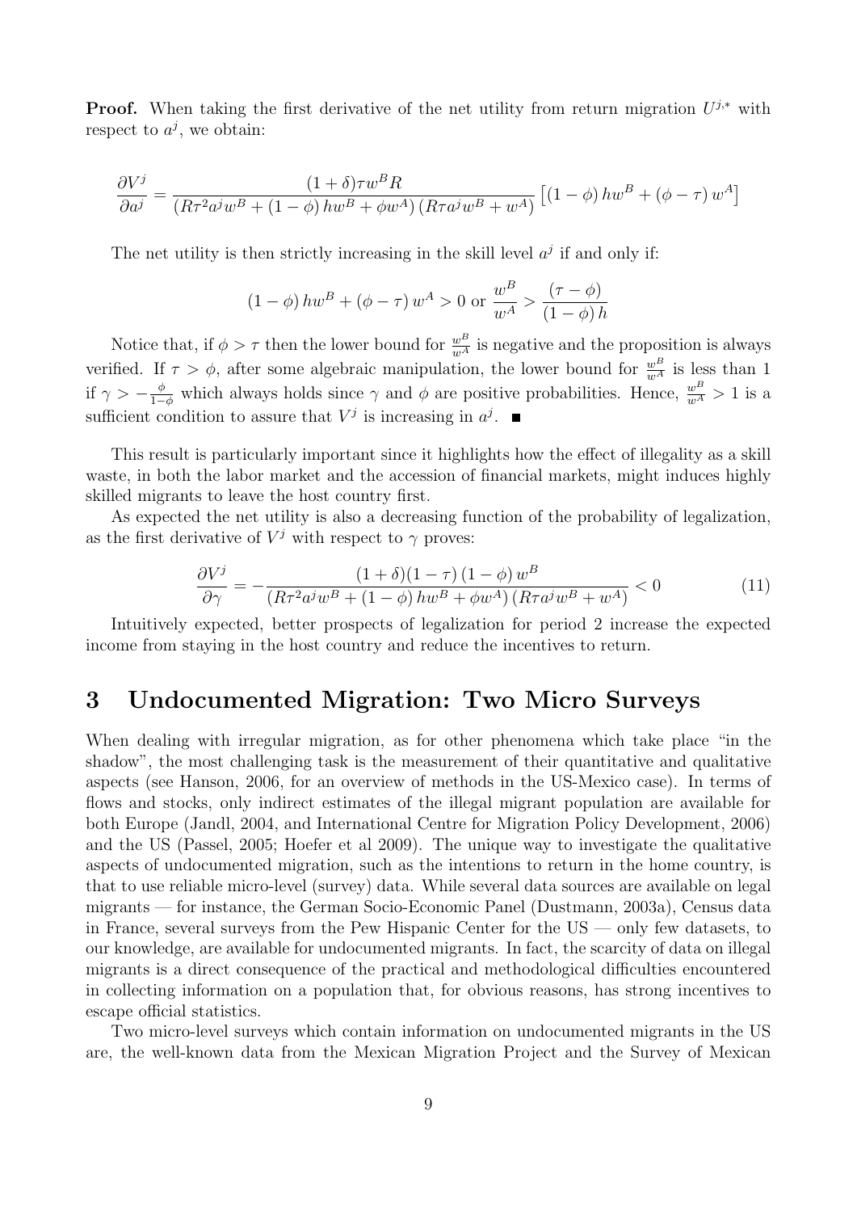**Proof.** When taking the first derivative of the net utility from return migration $U^{j,*}$ with respect to $a^j$, we obtain:

$$\frac{\partial V^j}{\partial a^j} = \frac{(1+\delta)\tau w^B R}{\left(R\tau^2 a^j w^B + (1-\phi)\,hw^B + \phi w^A\right)\left(R\tau a^j w^B + w^A\right)}\left[(1-\phi)\,hw^B + (\phi - \tau)\,w^A\right]$$

The net utility is then strictly increasing in the skill level $a^j$ if and only if:

$$(1-\phi)\,hw^B + (\phi-\tau)\,w^A > 0 \text{ or } \frac{w^B}{w^A} > \frac{(\tau-\phi)}{(1-\phi)\,h}$$

Notice that, if $\phi > \tau$ then the lower bound for $\frac{w^B}{w^A}$ is negative and the proposition is always verified. If $\tau > \phi$, after some algebraic manipulation, the lower bound for $\frac{w^B}{w^A}$ is less than 1 if $\gamma > -\frac{\phi}{1-\phi}$ which always holds since $\gamma$ and $\phi$ are positive probabilities. Hence, $\frac{w^B}{w^A} > 1$ is a sufficient condition to assure that $V^j$ is increasing in $a^j$. ■

This result is particularly important since it highlights how the effect of illegality as a skill waste, in both the labor market and the accession of financial markets, might induces highly skilled migrants to leave the host country first.

As expected the net utility is also a decreasing function of the probability of legalization, as the first derivative of $V^j$ with respect to $\gamma$ proves:

$$\frac{\partial V^j}{\partial \gamma} = -\frac{(1+\delta)(1-\tau)\,(1-\phi)\,w^B}{\left(R\tau^2 a^j w^B + (1-\phi)\,hw^B + \phi w^A\right)\left(R\tau a^j w^B + w^A\right)} < 0 \tag{11}$$

Intuitively expected, better prospects of legalization for period 2 increase the expected income from staying in the host country and reduce the incentives to return.

## 3 Undocumented Migration: Two Micro Surveys

When dealing with irregular migration, as for other phenomena which take place "in the shadow", the most challenging task is the measurement of their quantitative and qualitative aspects (see Hanson, 2006, for an overview of methods in the US-Mexico case). In terms of flows and stocks, only indirect estimates of the illegal migrant population are available for both Europe (Jandl, 2004, and International Centre for Migration Policy Development, 2006) and the US (Passel, 2005; Hoefer et al 2009). The unique way to investigate the qualitative aspects of undocumented migration, such as the intentions to return in the home country, is that to use reliable micro-level (survey) data. While several data sources are available on legal migrants — for instance, the German Socio-Economic Panel (Dustmann, 2003a), Census data in France, several surveys from the Pew Hispanic Center for the US — only few datasets, to our knowledge, are available for undocumented migrants. In fact, the scarcity of data on illegal migrants is a direct consequence of the practical and methodological difficulties encountered in collecting information on a population that, for obvious reasons, has strong incentives to escape official statistics.

Two micro-level surveys which contain information on undocumented migrants in the US are, the well-known data from the Mexican Migration Project and the Survey of Mexican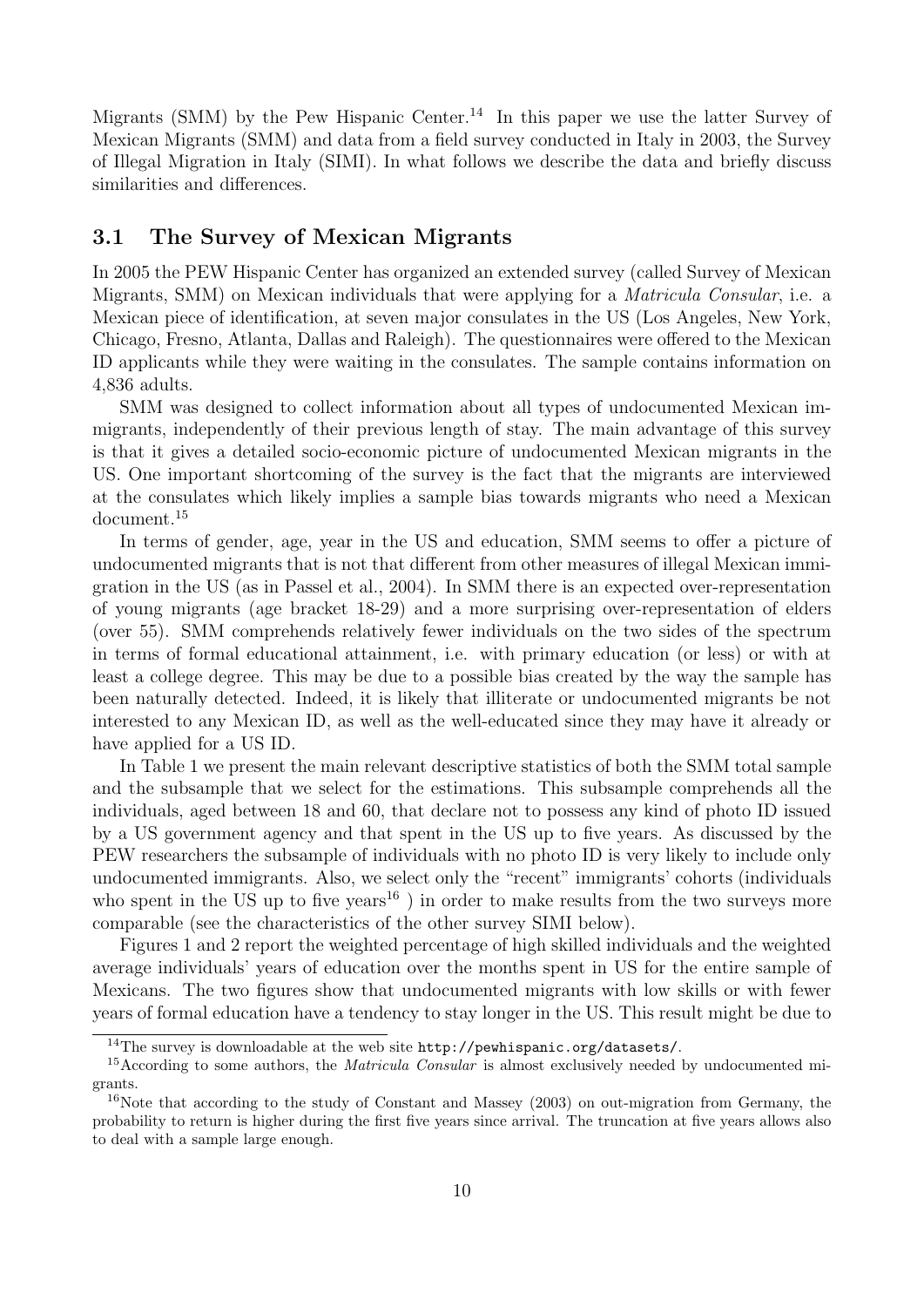Migrants (SMM) by the Pew Hispanic Center.[14] In this paper we use the latter Survey of Mexican Migrants (SMM) and data from a field survey conducted in Italy in 2003, the Survey of Illegal Migration in Italy (SIMI). In what follows we describe the data and briefly discuss similarities and differences.

### 3.1 The Survey of Mexican Migrants

In 2005 the PEW Hispanic Center has organized an extended survey (called Survey of Mexican Migrants, SMM) on Mexican individuals that were applying for a *Matricula Consular*, i.e. a Mexican piece of identification, at seven major consulates in the US (Los Angeles, New York, Chicago, Fresno, Atlanta, Dallas and Raleigh). The questionnaires were offered to the Mexican ID applicants while they were waiting in the consulates. The sample contains information on 4,836 adults.

SMM was designed to collect information about all types of undocumented Mexican immigrants, independently of their previous length of stay. The main advantage of this survey is that it gives a detailed socio-economic picture of undocumented Mexican migrants in the US. One important shortcoming of the survey is the fact that the migrants are interviewed at the consulates which likely implies a sample bias towards migrants who need a Mexican document.[15]

In terms of gender, age, year in the US and education, SMM seems to offer a picture of undocumented migrants that is not that different from other measures of illegal Mexican immigration in the US (as in Passel et al., 2004). In SMM there is an expected over-representation of young migrants (age bracket 18-29) and a more surprising over-representation of elders (over 55). SMM comprehends relatively fewer individuals on the two sides of the spectrum in terms of formal educational attainment, i.e. with primary education (or less) or with at least a college degree. This may be due to a possible bias created by the way the sample has been naturally detected. Indeed, it is likely that illiterate or undocumented migrants be not interested to any Mexican ID, as well as the well-educated since they may have it already or have applied for a US ID.

In Table 1 we present the main relevant descriptive statistics of both the SMM total sample and the subsample that we select for the estimations. This subsample comprehends all the individuals, aged between 18 and 60, that declare not to possess any kind of photo ID issued by a US government agency and that spent in the US up to five years. As discussed by the PEW researchers the subsample of individuals with no photo ID is very likely to include only undocumented immigrants. Also, we select only the "recent" immigrants' cohorts (individuals who spent in the US up to five years[16] ) in order to make results from the two surveys more comparable (see the characteristics of the other survey SIMI below).

Figures 1 and 2 report the weighted percentage of high skilled individuals and the weighted average individuals' years of education over the months spent in US for the entire sample of Mexicans. The two figures show that undocumented migrants with low skills or with fewer years of formal education have a tendency to stay longer in the US. This result might be due to

---

[14] The survey is downloadable at the web site http://pewhispanic.org/datasets/.

[15] According to some authors, the *Matricula Consular* is almost exclusively needed by undocumented migrants.

[16] Note that according to the study of Constant and Massey (2003) on out-migration from Germany, the probability to return is higher during the first five years since arrival. The truncation at five years allows also to deal with a sample large enough.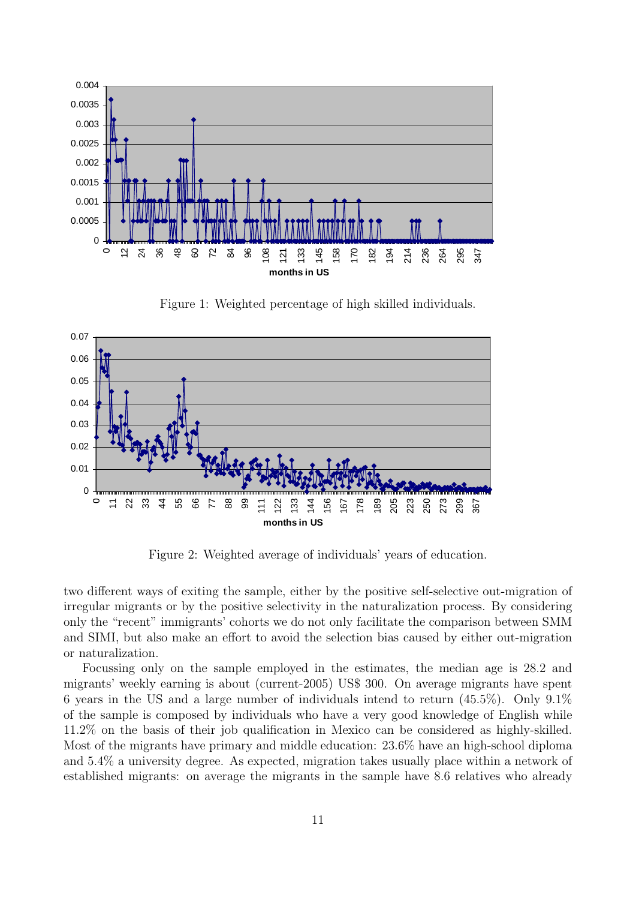Figure 1: Weighted percentage of high skilled individuals.

Figure 2: Weighted average of individuals' years of education.

two different ways of exiting the sample, either by the positive self-selective out-migration of irregular migrants or by the positive selectivity in the naturalization process. By considering only the "recent" immigrants' cohorts we do not only facilitate the comparison between SMM and SIMI, but also make an effort to avoid the selection bias caused by either out-migration or naturalization.

Focussing only on the sample employed in the estimates, the median age is 28.2 and migrants' weekly earning is about (current-2005) US$ 300. On average migrants have spent 6 years in the US and a large number of individuals intend to return (45.5%). Only 9.1% of the sample is composed by individuals who have a very good knowledge of English while 11.2% on the basis of their job qualification in Mexico can be considered as highly-skilled. Most of the migrants have primary and middle education: 23.6% have an high-school diploma and 5.4% a university degree. As expected, migration takes usually place within a network of established migrants: on average the migrants in the sample have 8.6 relatives who already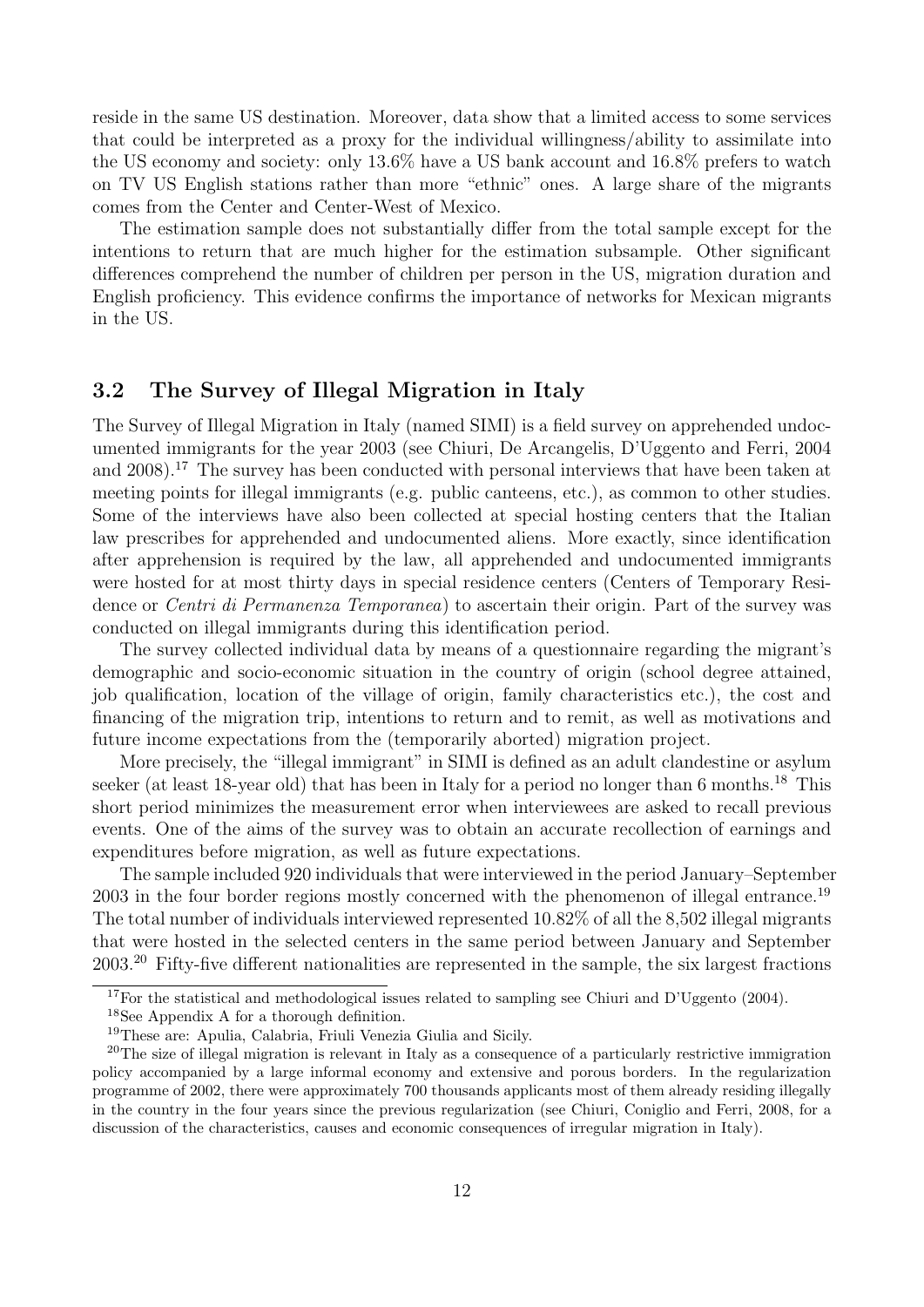reside in the same US destination. Moreover, data show that a limited access to some services that could be interpreted as a proxy for the individual willingness/ability to assimilate into the US economy and society: only 13.6% have a US bank account and 16.8% prefers to watch on TV US English stations rather than more "ethnic" ones. A large share of the migrants comes from the Center and Center-West of Mexico.

The estimation sample does not substantially differ from the total sample except for the intentions to return that are much higher for the estimation subsample. Other significant differences comprehend the number of children per person in the US, migration duration and English proficiency. This evidence confirms the importance of networks for Mexican migrants in the US.

## 3.2 The Survey of Illegal Migration in Italy

The Survey of Illegal Migration in Italy (named SIMI) is a field survey on apprehended undocumented immigrants for the year 2003 (see Chiuri, De Arcangelis, D'Uggento and Ferri, 2004 and 2008).[17] The survey has been conducted with personal interviews that have been taken at meeting points for illegal immigrants (e.g. public canteens, etc.), as common to other studies. Some of the interviews have also been collected at special hosting centers that the Italian law prescribes for apprehended and undocumented aliens. More exactly, since identification after apprehension is required by the law, all apprehended and undocumented immigrants were hosted for at most thirty days in special residence centers (Centers of Temporary Residence or *Centri di Permanenza Temporanea*) to ascertain their origin. Part of the survey was conducted on illegal immigrants during this identification period.

The survey collected individual data by means of a questionnaire regarding the migrant's demographic and socio-economic situation in the country of origin (school degree attained, job qualification, location of the village of origin, family characteristics etc.), the cost and financing of the migration trip, intentions to return and to remit, as well as motivations and future income expectations from the (temporarily aborted) migration project.

More precisely, the "illegal immigrant" in SIMI is defined as an adult clandestine or asylum seeker (at least 18-year old) that has been in Italy for a period no longer than 6 months.[18] This short period minimizes the measurement error when interviewees are asked to recall previous events. One of the aims of the survey was to obtain an accurate recollection of earnings and expenditures before migration, as well as future expectations.

The sample included 920 individuals that were interviewed in the period January–September 2003 in the four border regions mostly concerned with the phenomenon of illegal entrance.[19] The total number of individuals interviewed represented 10.82% of all the 8,502 illegal migrants that were hosted in the selected centers in the same period between January and September 2003.[20] Fifty-five different nationalities are represented in the sample, the six largest fractions

---

[17] For the statistical and methodological issues related to sampling see Chiuri and D'Uggento (2004).

[18] See Appendix A for a thorough definition.

[19] These are: Apulia, Calabria, Friuli Venezia Giulia and Sicily.

[20] The size of illegal migration is relevant in Italy as a consequence of a particularly restrictive immigration policy accompanied by a large informal economy and extensive and porous borders. In the regularization programme of 2002, there were approximately 700 thousands applicants most of them already residing illegally in the country in the four years since the previous regularization (see Chiuri, Coniglio and Ferri, 2008, for a discussion of the characteristics, causes and economic consequences of irregular migration in Italy).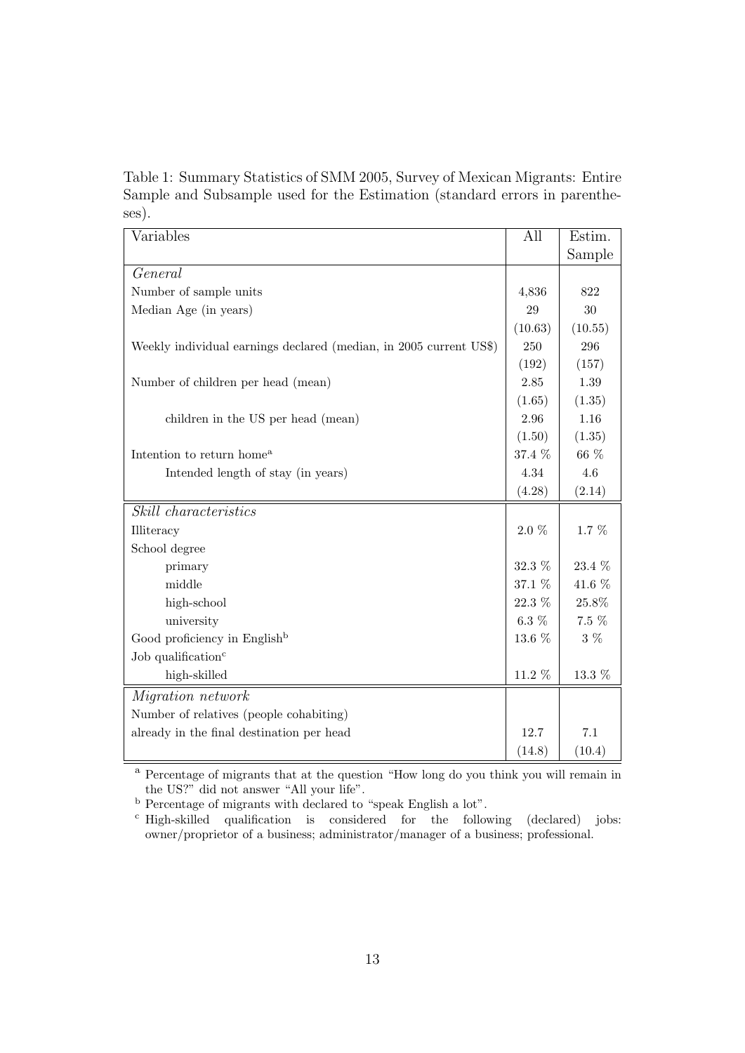Table 1: Summary Statistics of SMM 2005, Survey of Mexican Migrants: Entire Sample and Subsample used for the Estimation (standard errors in parentheses).

| Variables | All | Estim. Sample |
|---|---|---|
| *General* | | |
| Number of sample units | 4,836 | 822 |
| Median Age (in years) | 29 | 30 |
| | (10.63) | (10.55) |
| Weekly individual earnings declared (median, in 2005 current US$) | 250 | 296 |
| | (192) | (157) |
| Number of children per head (mean) | 2.85 | 1.39 |
| | (1.65) | (1.35) |
| children in the US per head (mean) | 2.96 | 1.16 |
| | (1.50) | (1.35) |
| Intention to return home[a] | 37.4 % | 66 % |
| Intended length of stay (in years) | 4.34 | 4.6 |
| | (4.28) | (2.14) |
| *Skill characteristics* | | |
| Illiteracy | 2.0 % | 1.7 % |
| School degree | | |
| primary | 32.3 % | 23.4 % |
| middle | 37.1 % | 41.6 % |
| high-school | 22.3 % | 25.8% |
| university | 6.3 % | 7.5 % |
| Good proficiency in English[b] | 13.6 % | 3 % |
| Job qualification[c] | | |
| high-skilled | 11.2 % | 13.3 % |
| *Migration network* | | |
| Number of relatives (people cohabiting) | | |
| already in the final destination per head | 12.7 | 7.1 |
| | (14.8) | (10.4) |

[a] Percentage of migrants that at the question "How long do you think you will remain in the US?" did not answer "All your life".

[b] Percentage of migrants with declared to "speak English a lot".

[c] High-skilled qualification is considered for the following (declared) jobs: owner/proprietor of a business; administrator/manager of a business; professional.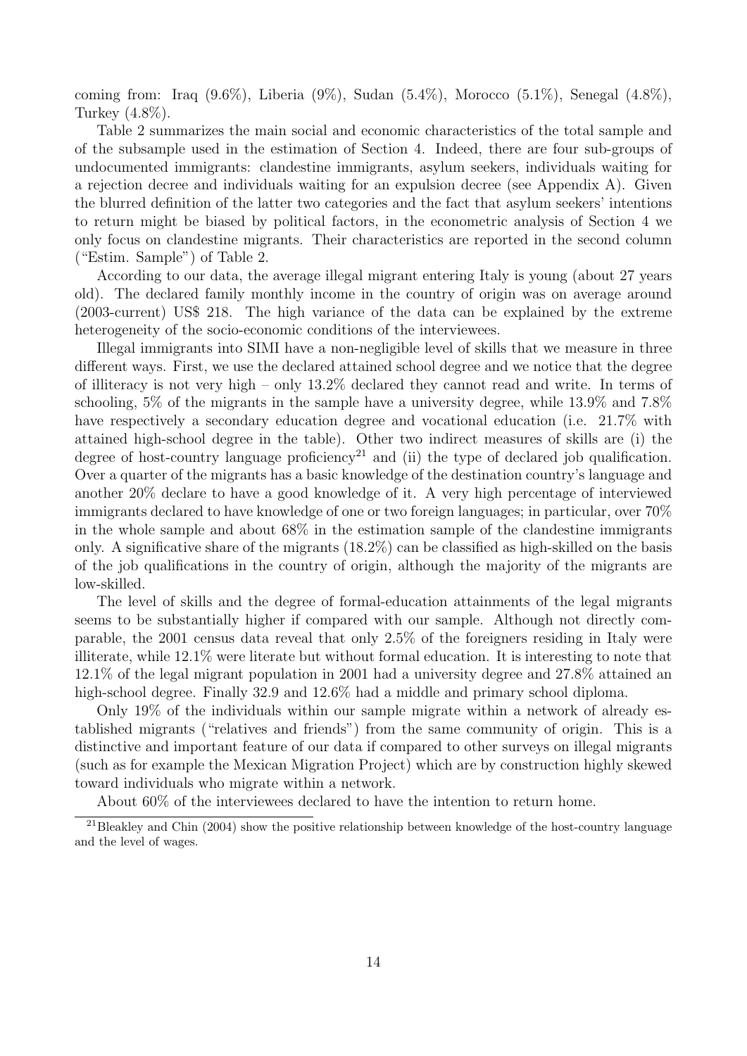coming from: Iraq (9.6%), Liberia (9%), Sudan (5.4%), Morocco (5.1%), Senegal (4.8%), Turkey (4.8%).

Table 2 summarizes the main social and economic characteristics of the total sample and of the subsample used in the estimation of Section 4. Indeed, there are four sub-groups of undocumented immigrants: clandestine immigrants, asylum seekers, individuals waiting for a rejection decree and individuals waiting for an expulsion decree (see Appendix A). Given the blurred definition of the latter two categories and the fact that asylum seekers' intentions to return might be biased by political factors, in the econometric analysis of Section 4 we only focus on clandestine migrants. Their characteristics are reported in the second column ("Estim. Sample") of Table 2.

According to our data, the average illegal migrant entering Italy is young (about 27 years old). The declared family monthly income in the country of origin was on average around (2003-current) US$ 218. The high variance of the data can be explained by the extreme heterogeneity of the socio-economic conditions of the interviewees.

Illegal immigrants into SIMI have a non-negligible level of skills that we measure in three different ways. First, we use the declared attained school degree and we notice that the degree of illiteracy is not very high – only 13.2% declared they cannot read and write. In terms of schooling, 5% of the migrants in the sample have a university degree, while 13.9% and 7.8% have respectively a secondary education degree and vocational education (i.e. 21.7% with attained high-school degree in the table). Other two indirect measures of skills are (i) the degree of host-country language proficiency[21] and (ii) the type of declared job qualification. Over a quarter of the migrants has a basic knowledge of the destination country's language and another 20% declare to have a good knowledge of it. A very high percentage of interviewed immigrants declared to have knowledge of one or two foreign languages; in particular, over 70% in the whole sample and about 68% in the estimation sample of the clandestine immigrants only. A significative share of the migrants (18.2%) can be classified as high-skilled on the basis of the job qualifications in the country of origin, although the majority of the migrants are low-skilled.

The level of skills and the degree of formal-education attainments of the legal migrants seems to be substantially higher if compared with our sample. Although not directly comparable, the 2001 census data reveal that only 2.5% of the foreigners residing in Italy were illiterate, while 12.1% were literate but without formal education. It is interesting to note that 12.1% of the legal migrant population in 2001 had a university degree and 27.8% attained an high-school degree. Finally 32.9 and 12.6% had a middle and primary school diploma.

Only 19% of the individuals within our sample migrate within a network of already established migrants ("relatives and friends") from the same community of origin. This is a distinctive and important feature of our data if compared to other surveys on illegal migrants (such as for example the Mexican Migration Project) which are by construction highly skewed toward individuals who migrate within a network.

About 60% of the interviewees declared to have the intention to return home.

[21] Bleakley and Chin (2004) show the positive relationship between knowledge of the host-country language and the level of wages.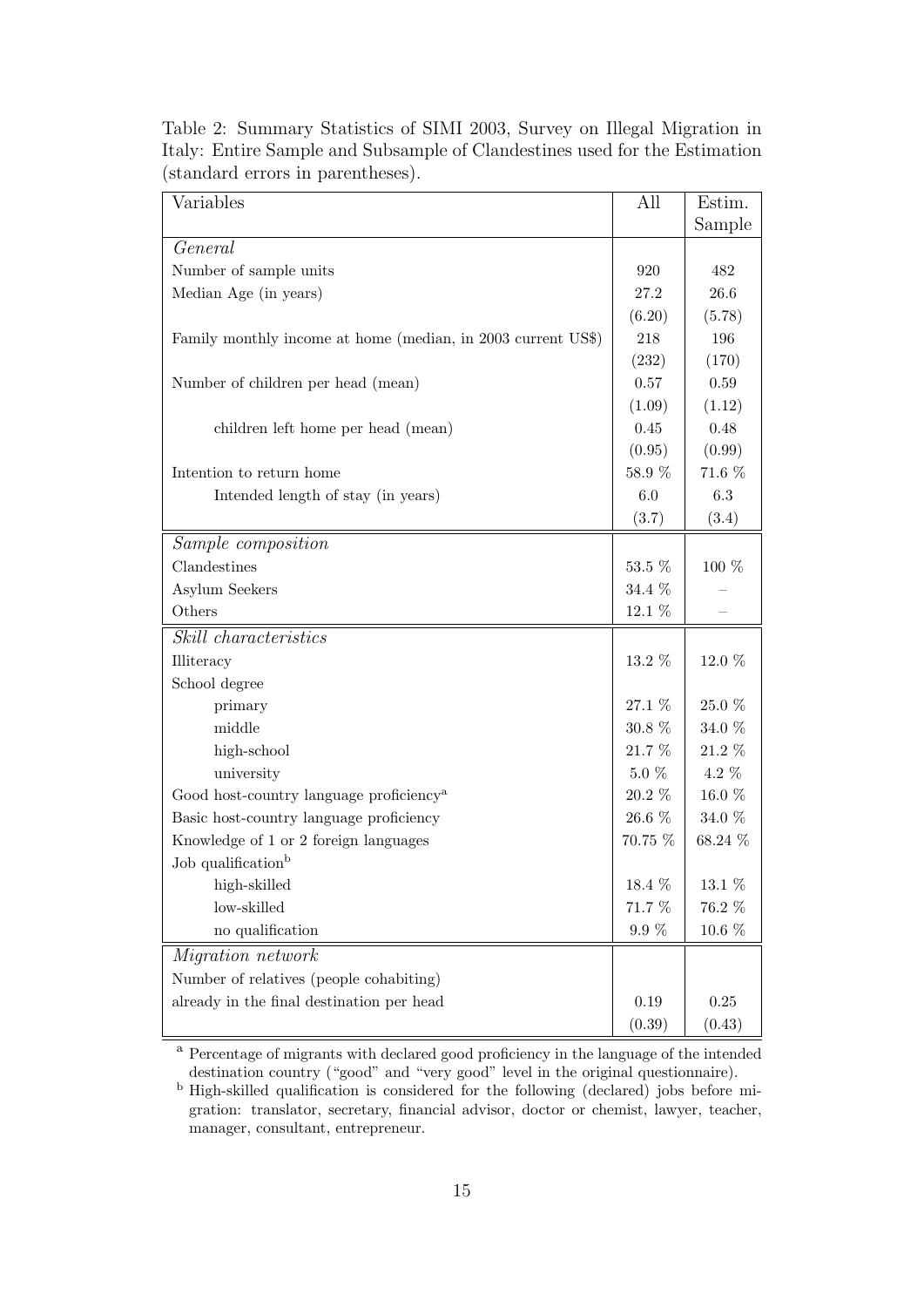Table 2: Summary Statistics of SIMI 2003, Survey on Illegal Migration in Italy: Entire Sample and Subsample of Clandestines used for the Estimation (standard errors in parentheses).

| Variables | All | Estim. Sample |
|---|---|---|
| *General* | | |
| Number of sample units | 920 | 482 |
| Median Age (in years) | 27.2 | 26.6 |
| | (6.20) | (5.78) |
| Family monthly income at home (median, in 2003 current US$) | 218 | 196 |
| | (232) | (170) |
| Number of children per head (mean) | 0.57 | 0.59 |
| | (1.09) | (1.12) |
| children left home per head (mean) | 0.45 | 0.48 |
| | (0.95) | (0.99) |
| Intention to return home | 58.9 % | 71.6 % |
| Intended length of stay (in years) | 6.0 | 6.3 |
| | (3.7) | (3.4) |
| *Sample composition* | | |
| Clandestines | 53.5 % | 100 % |
| Asylum Seekers | 34.4 % | – |
| Others | 12.1 % | – |
| *Skill characteristics* | | |
| Illiteracy | 13.2 % | 12.0 % |
| School degree | | |
| primary | 27.1 % | 25.0 % |
| middle | 30.8 % | 34.0 % |
| high-school | 21.7 % | 21.2 % |
| university | 5.0 % | 4.2 % |
| Good host-country language proficiency[a] | 20.2 % | 16.0 % |
| Basic host-country language proficiency | 26.6 % | 34.0 % |
| Knowledge of 1 or 2 foreign languages | 70.75 % | 68.24 % |
| Job qualification[b] | | |
| high-skilled | 18.4 % | 13.1 % |
| low-skilled | 71.7 % | 76.2 % |
| no qualification | 9.9 % | 10.6 % |
| *Migration network* | | |
| Number of relatives (people cohabiting) | | |
| already in the final destination per head | 0.19 | 0.25 |
| | (0.39) | (0.43) |

[a] Percentage of migrants with declared good proficiency in the language of the intended destination country ("good" and "very good" level in the original questionnaire).

[b] High-skilled qualification is considered for the following (declared) jobs before migration: translator, secretary, financial advisor, doctor or chemist, lawyer, teacher, manager, consultant, entrepreneur.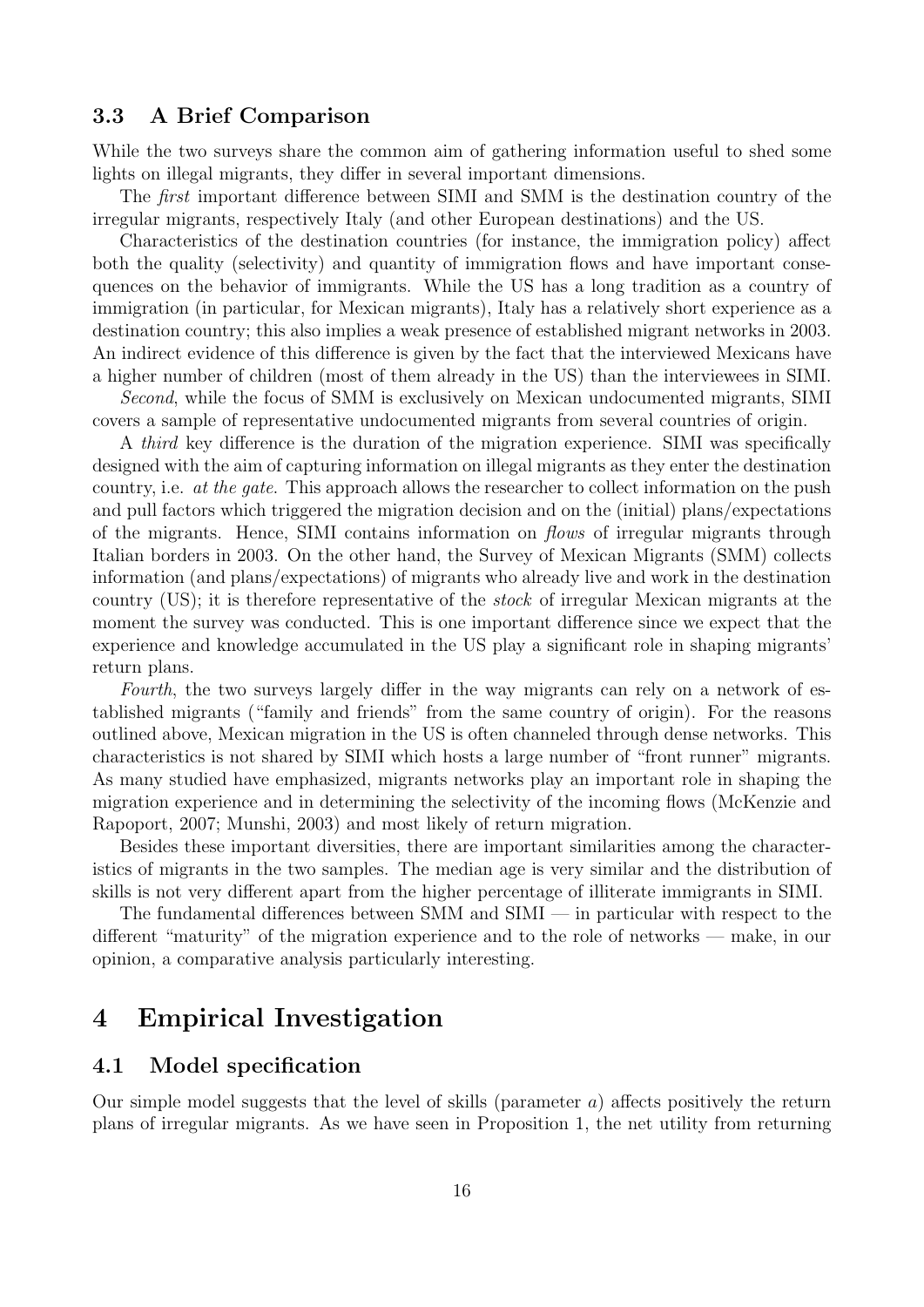### 3.3 A Brief Comparison

While the two surveys share the common aim of gathering information useful to shed some lights on illegal migrants, they differ in several important dimensions.

The *first* important difference between SIMI and SMM is the destination country of the irregular migrants, respectively Italy (and other European destinations) and the US.

Characteristics of the destination countries (for instance, the immigration policy) affect both the quality (selectivity) and quantity of immigration flows and have important consequences on the behavior of immigrants. While the US has a long tradition as a country of immigration (in particular, for Mexican migrants), Italy has a relatively short experience as a destination country; this also implies a weak presence of established migrant networks in 2003. An indirect evidence of this difference is given by the fact that the interviewed Mexicans have a higher number of children (most of them already in the US) than the interviewees in SIMI.

*Second*, while the focus of SMM is exclusively on Mexican undocumented migrants, SIMI covers a sample of representative undocumented migrants from several countries of origin.

A *third* key difference is the duration of the migration experience. SIMI was specifically designed with the aim of capturing information on illegal migrants as they enter the destination country, i.e. *at the gate*. This approach allows the researcher to collect information on the push and pull factors which triggered the migration decision and on the (initial) plans/expectations of the migrants. Hence, SIMI contains information on *flows* of irregular migrants through Italian borders in 2003. On the other hand, the Survey of Mexican Migrants (SMM) collects information (and plans/expectations) of migrants who already live and work in the destination country (US); it is therefore representative of the *stock* of irregular Mexican migrants at the moment the survey was conducted. This is one important difference since we expect that the experience and knowledge accumulated in the US play a significant role in shaping migrants' return plans.

*Fourth*, the two surveys largely differ in the way migrants can rely on a network of established migrants ("family and friends" from the same country of origin). For the reasons outlined above, Mexican migration in the US is often channeled through dense networks. This characteristics is not shared by SIMI which hosts a large number of "front runner" migrants. As many studied have emphasized, migrants networks play an important role in shaping the migration experience and in determining the selectivity of the incoming flows (McKenzie and Rapoport, 2007; Munshi, 2003) and most likely of return migration.

Besides these important diversities, there are important similarities among the characteristics of migrants in the two samples. The median age is very similar and the distribution of skills is not very different apart from the higher percentage of illiterate immigrants in SIMI.

The fundamental differences between SMM and SIMI — in particular with respect to the different "maturity" of the migration experience and to the role of networks — make, in our opinion, a comparative analysis particularly interesting.

# 4 Empirical Investigation

## 4.1 Model specification

Our simple model suggests that the level of skills (parameter $a$) affects positively the return plans of irregular migrants. As we have seen in Proposition 1, the net utility from returning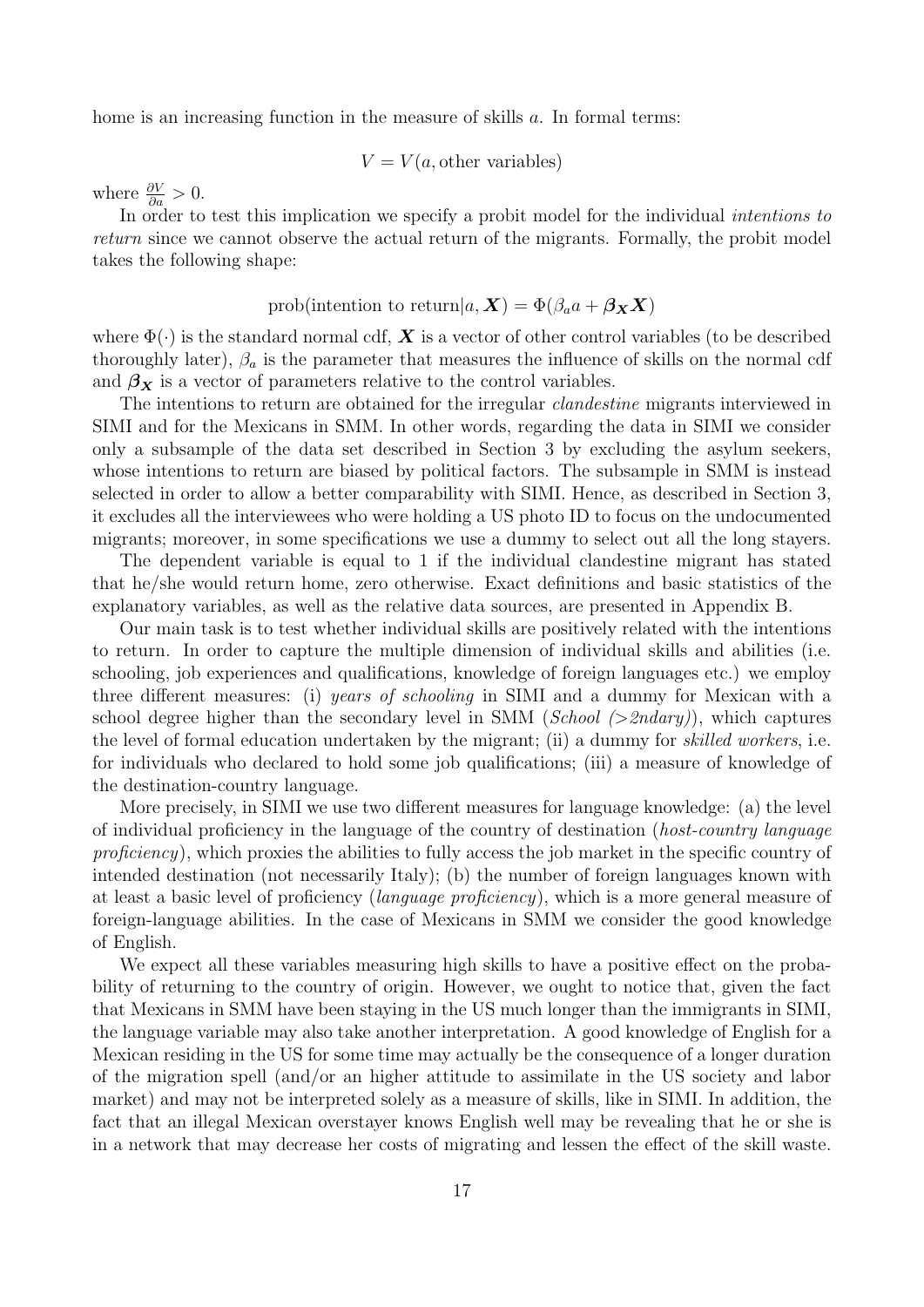home is an increasing function in the measure of skills $a$. In formal terms:

$$V = V(a, \text{other variables})$$

where $\frac{\partial V}{\partial a} > 0$.

In order to test this implication we specify a probit model for the individual *intentions to return* since we cannot observe the actual return of the migrants. Formally, the probit model takes the following shape:

$$\text{prob(intention to return}|a, \boldsymbol{X}) = \Phi(\beta_a a + \boldsymbol{\beta_X X})$$

where $\Phi(\cdot)$ is the standard normal cdf, $\boldsymbol{X}$ is a vector of other control variables (to be described thoroughly later), $\beta_a$ is the parameter that measures the influence of skills on the normal cdf and $\boldsymbol{\beta_X}$ is a vector of parameters relative to the control variables.

The intentions to return are obtained for the irregular *clandestine* migrants interviewed in SIMI and for the Mexicans in SMM. In other words, regarding the data in SIMI we consider only a subsample of the data set described in Section 3 by excluding the asylum seekers, whose intentions to return are biased by political factors. The subsample in SMM is instead selected in order to allow a better comparability with SIMI. Hence, as described in Section 3, it excludes all the interviewees who were holding a US photo ID to focus on the undocumented migrants; moreover, in some specifications we use a dummy to select out all the long stayers.

The dependent variable is equal to 1 if the individual clandestine migrant has stated that he/she would return home, zero otherwise. Exact definitions and basic statistics of the explanatory variables, as well as the relative data sources, are presented in Appendix B.

Our main task is to test whether individual skills are positively related with the intentions to return. In order to capture the multiple dimension of individual skills and abilities (i.e. schooling, job experiences and qualifications, knowledge of foreign languages etc.) we employ three different measures: (i) *years of schooling* in SIMI and a dummy for Mexican with a school degree higher than the secondary level in SMM (*School (>2ndary)*), which captures the level of formal education undertaken by the migrant; (ii) a dummy for *skilled workers*, i.e. for individuals who declared to hold some job qualifications; (iii) a measure of knowledge of the destination-country language.

More precisely, in SIMI we use two different measures for language knowledge: (a) the level of individual proficiency in the language of the country of destination (*host-country language proficiency*), which proxies the abilities to fully access the job market in the specific country of intended destination (not necessarily Italy); (b) the number of foreign languages known with at least a basic level of proficiency (*language proficiency*), which is a more general measure of foreign-language abilities. In the case of Mexicans in SMM we consider the good knowledge of English.

We expect all these variables measuring high skills to have a positive effect on the probability of returning to the country of origin. However, we ought to notice that, given the fact that Mexicans in SMM have been staying in the US much longer than the immigrants in SIMI, the language variable may also take another interpretation. A good knowledge of English for a Mexican residing in the US for some time may actually be the consequence of a longer duration of the migration spell (and/or an higher attitude to assimilate in the US society and labor market) and may not be interpreted solely as a measure of skills, like in SIMI. In addition, the fact that an illegal Mexican overstayer knows English well may be revealing that he or she is in a network that may decrease her costs of migrating and lessen the effect of the skill waste.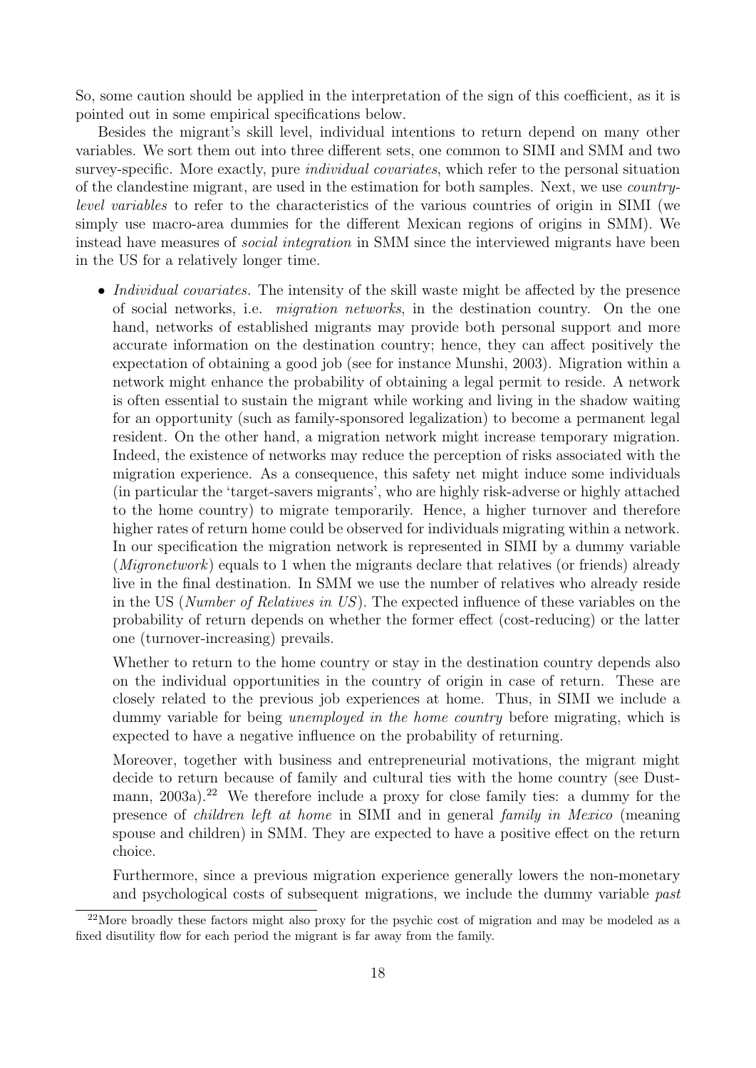So, some caution should be applied in the interpretation of the sign of this coefficient, as it is pointed out in some empirical specifications below.

Besides the migrant's skill level, individual intentions to return depend on many other variables. We sort them out into three different sets, one common to SIMI and SMM and two survey-specific. More exactly, pure *individual covariates*, which refer to the personal situation of the clandestine migrant, are used in the estimation for both samples. Next, we use *country-level variables* to refer to the characteristics of the various countries of origin in SIMI (we simply use macro-area dummies for the different Mexican regions of origins in SMM). We instead have measures of *social integration* in SMM since the interviewed migrants have been in the US for a relatively longer time.

- *Individual covariates.* The intensity of the skill waste might be affected by the presence of social networks, i.e. *migration networks*, in the destination country. On the one hand, networks of established migrants may provide both personal support and more accurate information on the destination country; hence, they can affect positively the expectation of obtaining a good job (see for instance Munshi, 2003). Migration within a network might enhance the probability of obtaining a legal permit to reside. A network is often essential to sustain the migrant while working and living in the shadow waiting for an opportunity (such as family-sponsored legalization) to become a permanent legal resident. On the other hand, a migration network might increase temporary migration. Indeed, the existence of networks may reduce the perception of risks associated with the migration experience. As a consequence, this safety net might induce some individuals (in particular the 'target-savers migrants', who are highly risk-adverse or highly attached to the home country) to migrate temporarily. Hence, a higher turnover and therefore higher rates of return home could be observed for individuals migrating within a network. In our specification the migration network is represented in SIMI by a dummy variable (*Migronetwork*) equals to 1 when the migrants declare that relatives (or friends) already live in the final destination. In SMM we use the number of relatives who already reside in the US (*Number of Relatives in US*). The expected influence of these variables on the probability of return depends on whether the former effect (cost-reducing) or the latter one (turnover-increasing) prevails.

  Whether to return to the home country or stay in the destination country depends also on the individual opportunities in the country of origin in case of return. These are closely related to the previous job experiences at home. Thus, in SIMI we include a dummy variable for being *unemployed in the home country* before migrating, which is expected to have a negative influence on the probability of returning.

  Moreover, together with business and entrepreneurial motivations, the migrant might decide to return because of family and cultural ties with the home country (see Dustmann, 2003a).[22] We therefore include a proxy for close family ties: a dummy for the presence of *children left at home* in SIMI and in general *family in Mexico* (meaning spouse and children) in SMM. They are expected to have a positive effect on the return choice.

  Furthermore, since a previous migration experience generally lowers the non-monetary and psychological costs of subsequent migrations, we include the dummy variable *past*

[22] More broadly these factors might also proxy for the psychic cost of migration and may be modeled as a fixed disutility flow for each period the migrant is far away from the family.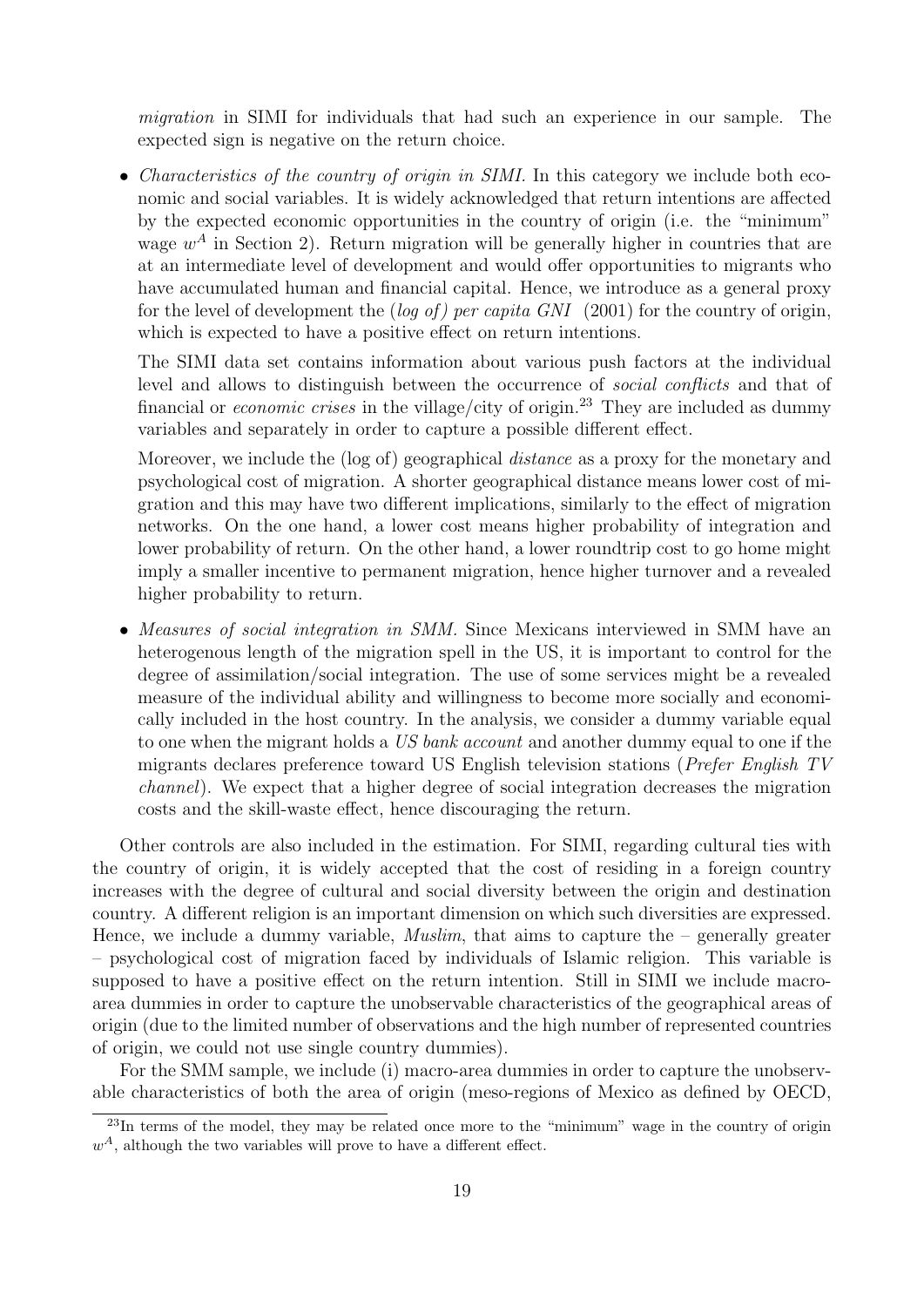*migration* in SIMI for individuals that had such an experience in our sample. The expected sign is negative on the return choice.

- *Characteristics of the country of origin in SIMI.* In this category we include both economic and social variables. It is widely acknowledged that return intentions are affected by the expected economic opportunities in the country of origin (i.e. the "minimum" wage $w^A$ in Section 2). Return migration will be generally higher in countries that are at an intermediate level of development and would offer opportunities to migrants who have accumulated human and financial capital. Hence, we introduce as a general proxy for the level of development the (*log of) per capita GNI* (2001) for the country of origin, which is expected to have a positive effect on return intentions.

  The SIMI data set contains information about various push factors at the individual level and allows to distinguish between the occurrence of *social conflicts* and that of financial or *economic crises* in the village/city of origin.[23] They are included as dummy variables and separately in order to capture a possible different effect.

  Moreover, we include the (log of) geographical *distance* as a proxy for the monetary and psychological cost of migration. A shorter geographical distance means lower cost of migration and this may have two different implications, similarly to the effect of migration networks. On the one hand, a lower cost means higher probability of integration and lower probability of return. On the other hand, a lower roundtrip cost to go home might imply a smaller incentive to permanent migration, hence higher turnover and a revealed higher probability to return.

- *Measures of social integration in SMM.* Since Mexicans interviewed in SMM have an heterogenous length of the migration spell in the US, it is important to control for the degree of assimilation/social integration. The use of some services might be a revealed measure of the individual ability and willingness to become more socially and economically included in the host country. In the analysis, we consider a dummy variable equal to one when the migrant holds a *US bank account* and another dummy equal to one if the migrants declares preference toward US English television stations (*Prefer English TV channel*). We expect that a higher degree of social integration decreases the migration costs and the skill-waste effect, hence discouraging the return.

Other controls are also included in the estimation. For SIMI, regarding cultural ties with the country of origin, it is widely accepted that the cost of residing in a foreign country increases with the degree of cultural and social diversity between the origin and destination country. A different religion is an important dimension on which such diversities are expressed. Hence, we include a dummy variable, *Muslim*, that aims to capture the – generally greater – psychological cost of migration faced by individuals of Islamic religion. This variable is supposed to have a positive effect on the return intention. Still in SIMI we include macro-area dummies in order to capture the unobservable characteristics of the geographical areas of origin (due to the limited number of observations and the high number of represented countries of origin, we could not use single country dummies).

For the SMM sample, we include (i) macro-area dummies in order to capture the unobservable characteristics of both the area of origin (meso-regions of Mexico as defined by OECD,

[23]In terms of the model, they may be related once more to the "minimum" wage in the country of origin $w^A$, although the two variables will prove to have a different effect.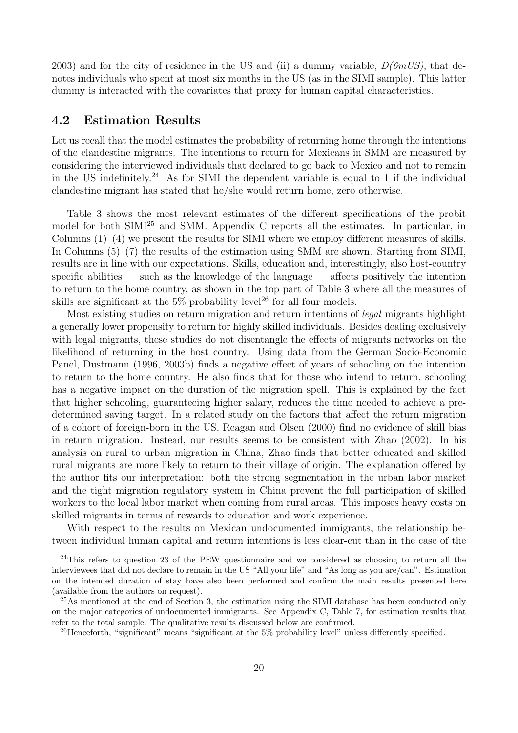2003) and for the city of residence in the US and (ii) a dummy variable, *D(6mUS)*, that denotes individuals who spent at most six months in the US (as in the SIMI sample). This latter dummy is interacted with the covariates that proxy for human capital characteristics.

## 4.2 Estimation Results

Let us recall that the model estimates the probability of returning home through the intentions of the clandestine migrants. The intentions to return for Mexicans in SMM are measured by considering the interviewed individuals that declared to go back to Mexico and not to remain in the US indefinitely.[24] As for SIMI the dependent variable is equal to 1 if the individual clandestine migrant has stated that he/she would return home, zero otherwise.

Table 3 shows the most relevant estimates of the different specifications of the probit model for both SIMI[25] and SMM. Appendix C reports all the estimates. In particular, in Columns (1)–(4) we present the results for SIMI where we employ different measures of skills. In Columns (5)–(7) the results of the estimation using SMM are shown. Starting from SIMI, results are in line with our expectations. Skills, education and, interestingly, also host-country specific abilities — such as the knowledge of the language — affects positively the intention to return to the home country, as shown in the top part of Table 3 where all the measures of skills are significant at the 5% probability level[26] for all four models.

Most existing studies on return migration and return intentions of *legal* migrants highlight a generally lower propensity to return for highly skilled individuals. Besides dealing exclusively with legal migrants, these studies do not disentangle the effects of migrants networks on the likelihood of returning in the host country. Using data from the German Socio-Economic Panel, Dustmann (1996, 2003b) finds a negative effect of years of schooling on the intention to return to the home country. He also finds that for those who intend to return, schooling has a negative impact on the duration of the migration spell. This is explained by the fact that higher schooling, guaranteeing higher salary, reduces the time needed to achieve a predetermined saving target. In a related study on the factors that affect the return migration of a cohort of foreign-born in the US, Reagan and Olsen (2000) find no evidence of skill bias in return migration. Instead, our results seems to be consistent with Zhao (2002). In his analysis on rural to urban migration in China, Zhao finds that better educated and skilled rural migrants are more likely to return to their village of origin. The explanation offered by the author fits our interpretation: both the strong segmentation in the urban labor market and the tight migration regulatory system in China prevent the full participation of skilled workers to the local labor market when coming from rural areas. This imposes heavy costs on skilled migrants in terms of rewards to education and work experience.

With respect to the results on Mexican undocumented immigrants, the relationship between individual human capital and return intentions is less clear-cut than in the case of the

[24] This refers to question 23 of the PEW questionnaire and we considered as choosing to return all the interviewees that did not declare to remain in the US "All your life" and "As long as you are/can". Estimation on the intended duration of stay have also been performed and confirm the main results presented here (available from the authors on request).

[25] As mentioned at the end of Section 3, the estimation using the SIMI database has been conducted only on the major categories of undocumented immigrants. See Appendix C, Table 7, for estimation results that refer to the total sample. The qualitative results discussed below are confirmed.

[26] Henceforth, "significant" means "significant at the 5% probability level" unless differently specified.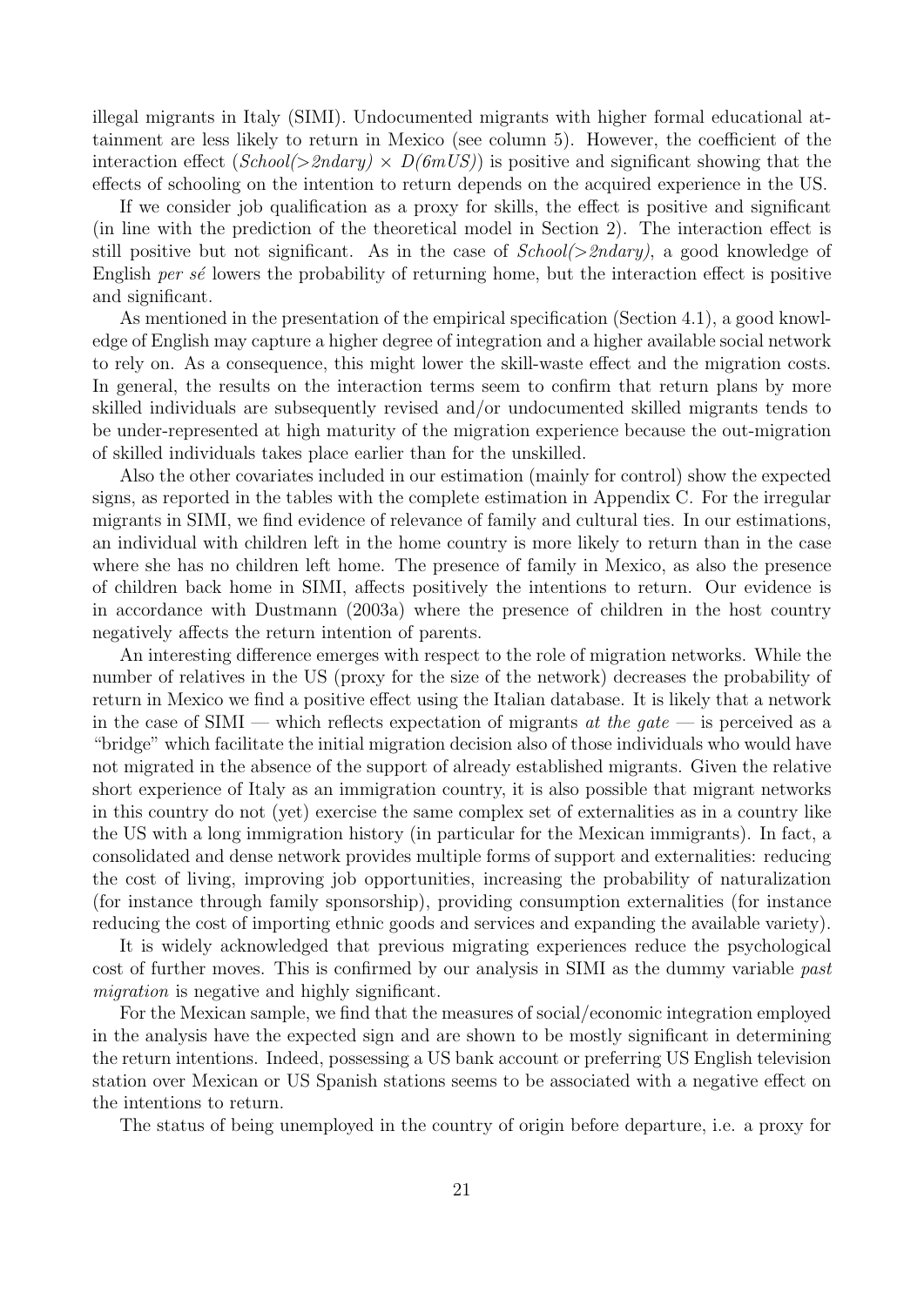illegal migrants in Italy (SIMI). Undocumented migrants with higher formal educational attainment are less likely to return in Mexico (see column 5). However, the coefficient of the interaction effect (*School(>2ndary)* × *D(6mUS)*) is positive and significant showing that the effects of schooling on the intention to return depends on the acquired experience in the US.

If we consider job qualification as a proxy for skills, the effect is positive and significant (in line with the prediction of the theoretical model in Section 2). The interaction effect is still positive but not significant. As in the case of *School(>2ndary)*, a good knowledge of English *per sé* lowers the probability of returning home, but the interaction effect is positive and significant.

As mentioned in the presentation of the empirical specification (Section 4.1), a good knowledge of English may capture a higher degree of integration and a higher available social network to rely on. As a consequence, this might lower the skill-waste effect and the migration costs. In general, the results on the interaction terms seem to confirm that return plans by more skilled individuals are subsequently revised and/or undocumented skilled migrants tends to be under-represented at high maturity of the migration experience because the out-migration of skilled individuals takes place earlier than for the unskilled.

Also the other covariates included in our estimation (mainly for control) show the expected signs, as reported in the tables with the complete estimation in Appendix C. For the irregular migrants in SIMI, we find evidence of relevance of family and cultural ties. In our estimations, an individual with children left in the home country is more likely to return than in the case where she has no children left home. The presence of family in Mexico, as also the presence of children back home in SIMI, affects positively the intentions to return. Our evidence is in accordance with Dustmann (2003a) where the presence of children in the host country negatively affects the return intention of parents.

An interesting difference emerges with respect to the role of migration networks. While the number of relatives in the US (proxy for the size of the network) decreases the probability of return in Mexico we find a positive effect using the Italian database. It is likely that a network in the case of SIMI — which reflects expectation of migrants *at the gate* — is perceived as a "bridge" which facilitate the initial migration decision also of those individuals who would have not migrated in the absence of the support of already established migrants. Given the relative short experience of Italy as an immigration country, it is also possible that migrant networks in this country do not (yet) exercise the same complex set of externalities as in a country like the US with a long immigration history (in particular for the Mexican immigrants). In fact, a consolidated and dense network provides multiple forms of support and externalities: reducing the cost of living, improving job opportunities, increasing the probability of naturalization (for instance through family sponsorship), providing consumption externalities (for instance reducing the cost of importing ethnic goods and services and expanding the available variety).

It is widely acknowledged that previous migrating experiences reduce the psychological cost of further moves. This is confirmed by our analysis in SIMI as the dummy variable *past migration* is negative and highly significant.

For the Mexican sample, we find that the measures of social/economic integration employed in the analysis have the expected sign and are shown to be mostly significant in determining the return intentions. Indeed, possessing a US bank account or preferring US English television station over Mexican or US Spanish stations seems to be associated with a negative effect on the intentions to return.

The status of being unemployed in the country of origin before departure, i.e. a proxy for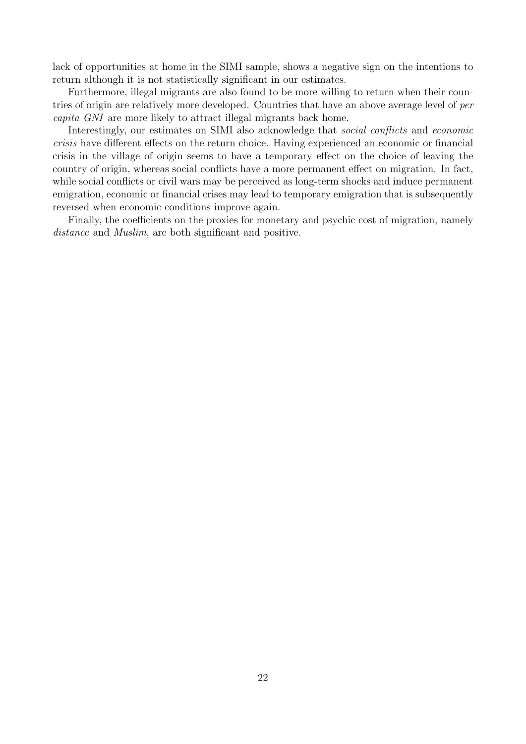lack of opportunities at home in the SIMI sample, shows a negative sign on the intentions to return although it is not statistically significant in our estimates.

Furthermore, illegal migrants are also found to be more willing to return when their countries of origin are relatively more developed. Countries that have an above average level of *per capita GNI* are more likely to attract illegal migrants back home.

Interestingly, our estimates on SIMI also acknowledge that *social conflicts* and *economic crisis* have different effects on the return choice. Having experienced an economic or financial crisis in the village of origin seems to have a temporary effect on the choice of leaving the country of origin, whereas social conflicts have a more permanent effect on migration. In fact, while social conflicts or civil wars may be perceived as long-term shocks and induce permanent emigration, economic or financial crises may lead to temporary emigration that is subsequently reversed when economic conditions improve again.

Finally, the coefficients on the proxies for monetary and psychic cost of migration, namely *distance* and *Muslim*, are both significant and positive.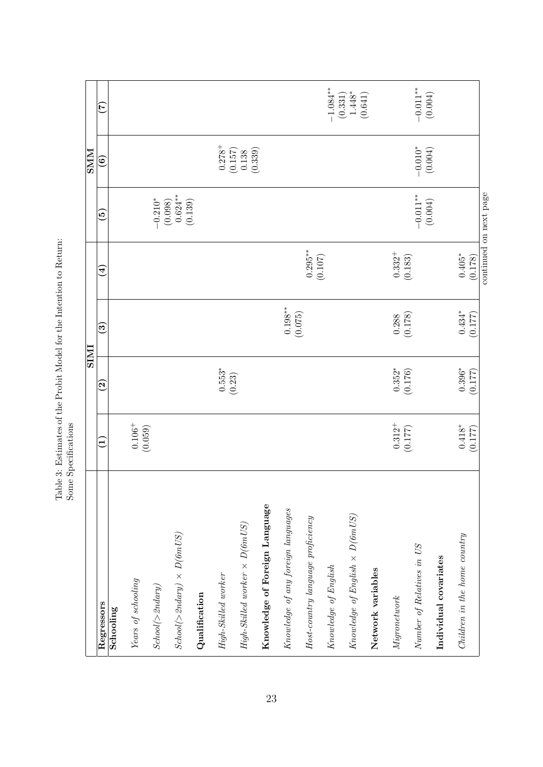Table 3: Estimates of the Probit Model for the Intention to Return: Some Specifications

| Regressors | SIMI | | | | SMM | | |
|---|---|---|---|---|---|---|---|
| | (1) | (2) | (3) | (4) | (5) | (6) | (7) |
| **Schooling** | | | | | | | |
| *Years of schooling* | $0.106^{+}$ <br> (0.059) | | | | | | |
| *School(>2ndary)* | | | | | $-0.210^{*}$ <br> (0.098) | | |
| *School(>2ndary) × D(6mUS)* | | | | | $0.624^{**}$ <br> (0.139) | | |
| **Qualification** | | | | | | | |
| *High-Skilled worker* | | $0.553^{*}$ <br> (0.23) | | | | $0.278^{+}$ <br> (0.157) | |
| *High-Skilled worker × D(6mUS)* | | | | | | 0.138 <br> (0.339) | |
| **Knowledge of Foreign Language** | | | | | | | |
| *Knowledge of any foreign languages* | | | $0.198^{**}$ <br> (0.075) | | | | |
| *Host-country language proficiency* | | | | $0.295^{**}$ <br> (0.107) | | | |
| *Knowledge of English* | | | | | | | $-1.084^{**}$ <br> (0.331) |
| *Knowledge of English × D(6mUS)* | | | | | | | $1.448^{*}$ <br> (0.641) |
| **Network variables** | | | | | | | |
| *Migronetwork* | $0.312^{+}$ <br> (0.177) | $0.352^{*}$ <br> (0.176) | 0.288 <br> (0.178) | $0.332^{+}$ <br> (0.183) | | | |
| *Number of Relatives in US* | | | | | $-0.011^{**}$ <br> (0.004) | $-0.010^{*}$ <br> (0.004) | $-0.011^{**}$ <br> (0.004) |
| **Individual covariates** | | | | | | | |
| *Children in the home country* | $0.418^{*}$ <br> (0.177) | $0.396^{*}$ <br> (0.177) | $0.434^{*}$ <br> (0.177) | $0.405^{*}$ <br> (0.178) | | | |

continued on next page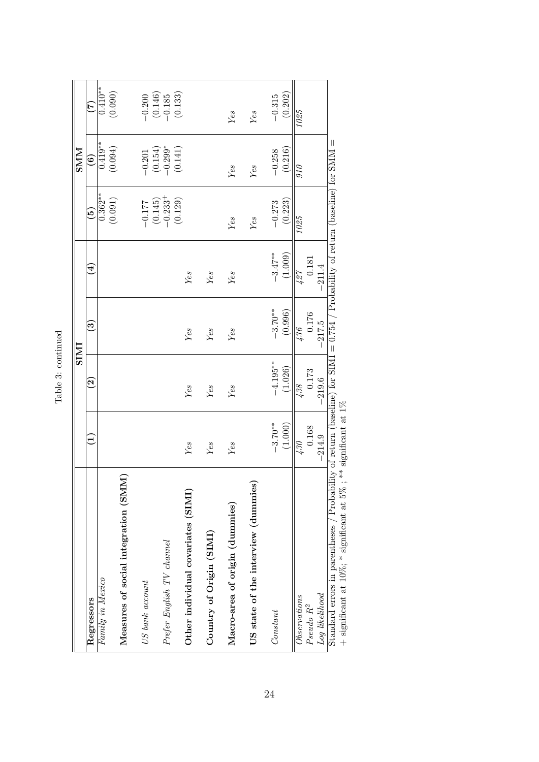Table 3: continued

| | SIMI | | | | SMM | | |
|---|---|---|---|---|---|---|---|
| **Regressors** | **(1)** | **(2)** | **(3)** | **(4)** | **(5)** | **(6)** | **(7)** |
| *Family in Mexico* | | | | | $0.362^{**}$ | $0.419^{**}$ | $0.410^{**}$ |
| | | | | | (0.091) | (0.094) | (0.090) |
| **Measures of social integration (SMM)** | | | | | | | |
| *US bank account* | | | | | $-0.177$ | $-0.201$ | $-0.200$ |
| | | | | | (0.145) | (0.154) | (0.146) |
| *Prefer English TV channel* | | | | | $-0.233^{+}$ | $-0.299^{*}$ | $-0.185$ |
| | | | | | (0.129) | (0.141) | (0.133) |
| **Other individual covariates (SIMI)** | *Yes* | *Yes* | *Yes* | *Yes* | | | |
| **Country of Origin (SIMI)** | *Yes* | *Yes* | *Yes* | *Yes* | | | |
| **Macro-area of origin (dummies)** | *Yes* | *Yes* | *Yes* | *Yes* | *Yes* | *Yes* | *Yes* |
| **US state of the interview (dummies)** | | | | | *Yes* | *Yes* | *Yes* |
| *Constant* | $-3.70^{**}$ | $-4.195^{**}$ | $-3.70^{**}$ | $-3.47^{**}$ | $-0.273$ | $-0.258$ | $-0.315$ |
| | (1.000) | (1.026) | (0.996) | (1.009) | (0.223) | (0.216) | (0.202) |
| *Observations* | *430* | *438* | *436* | *427* | *1025* | *910* | *1025* |
| *Pseudo* $R^2$ | 0.168 | 0.173 | 0.176 | 0.181 | | | |
| *Log likelihood* | $-214.9$ | $-219.6$ | $-217.5$ | $-211.4$ | | | |

Standard errors in parentheses / Probability of return (baseline) for SIMI = 0.754 / Probability of return (baseline) for SMM =

+ significant at 10%; * significant at 5% ; ** significant at 1%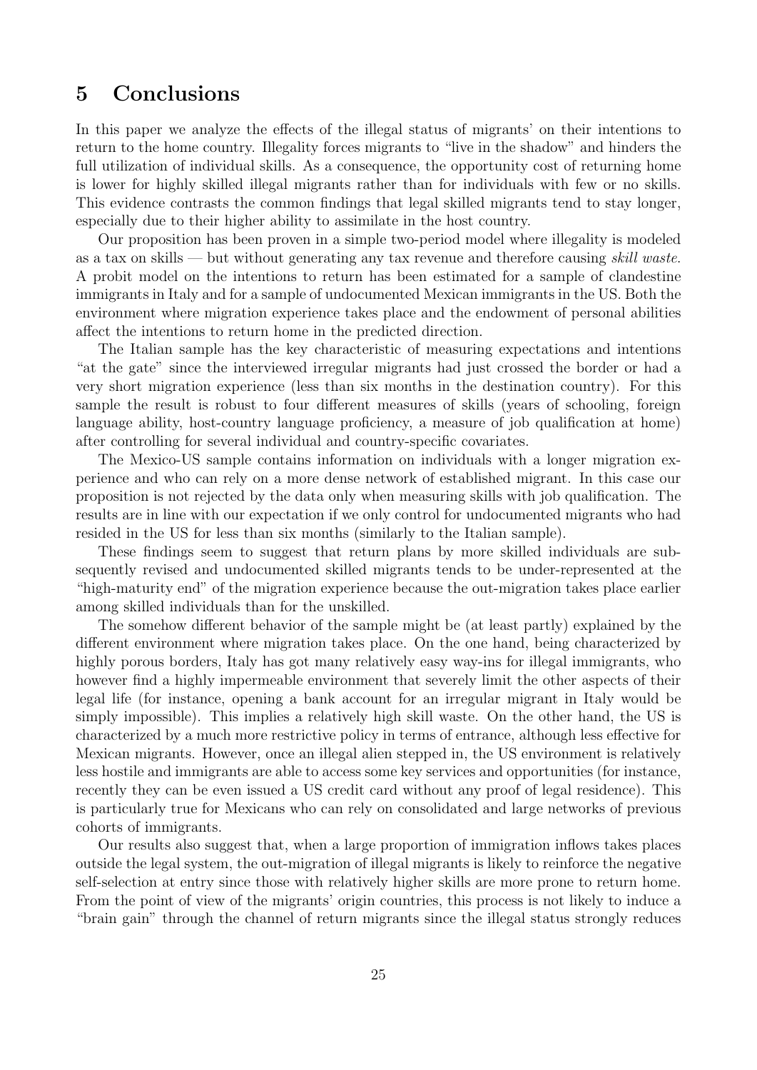# 5 Conclusions

In this paper we analyze the effects of the illegal status of migrants' on their intentions to return to the home country. Illegality forces migrants to "live in the shadow" and hinders the full utilization of individual skills. As a consequence, the opportunity cost of returning home is lower for highly skilled illegal migrants rather than for individuals with few or no skills. This evidence contrasts the common findings that legal skilled migrants tend to stay longer, especially due to their higher ability to assimilate in the host country.

Our proposition has been proven in a simple two-period model where illegality is modeled as a tax on skills — but without generating any tax revenue and therefore causing *skill waste*. A probit model on the intentions to return has been estimated for a sample of clandestine immigrants in Italy and for a sample of undocumented Mexican immigrants in the US. Both the environment where migration experience takes place and the endowment of personal abilities affect the intentions to return home in the predicted direction.

The Italian sample has the key characteristic of measuring expectations and intentions "at the gate" since the interviewed irregular migrants had just crossed the border or had a very short migration experience (less than six months in the destination country). For this sample the result is robust to four different measures of skills (years of schooling, foreign language ability, host-country language proficiency, a measure of job qualification at home) after controlling for several individual and country-specific covariates.

The Mexico-US sample contains information on individuals with a longer migration experience and who can rely on a more dense network of established migrant. In this case our proposition is not rejected by the data only when measuring skills with job qualification. The results are in line with our expectation if we only control for undocumented migrants who had resided in the US for less than six months (similarly to the Italian sample).

These findings seem to suggest that return plans by more skilled individuals are subsequently revised and undocumented skilled migrants tends to be under-represented at the "high-maturity end" of the migration experience because the out-migration takes place earlier among skilled individuals than for the unskilled.

The somehow different behavior of the sample might be (at least partly) explained by the different environment where migration takes place. On the one hand, being characterized by highly porous borders, Italy has got many relatively easy way-ins for illegal immigrants, who however find a highly impermeable environment that severely limit the other aspects of their legal life (for instance, opening a bank account for an irregular migrant in Italy would be simply impossible). This implies a relatively high skill waste. On the other hand, the US is characterized by a much more restrictive policy in terms of entrance, although less effective for Mexican migrants. However, once an illegal alien stepped in, the US environment is relatively less hostile and immigrants are able to access some key services and opportunities (for instance, recently they can be even issued a US credit card without any proof of legal residence). This is particularly true for Mexicans who can rely on consolidated and large networks of previous cohorts of immigrants.

Our results also suggest that, when a large proportion of immigration inflows takes places outside the legal system, the out-migration of illegal migrants is likely to reinforce the negative self-selection at entry since those with relatively higher skills are more prone to return home. From the point of view of the migrants' origin countries, this process is not likely to induce a "brain gain" through the channel of return migrants since the illegal status strongly reduces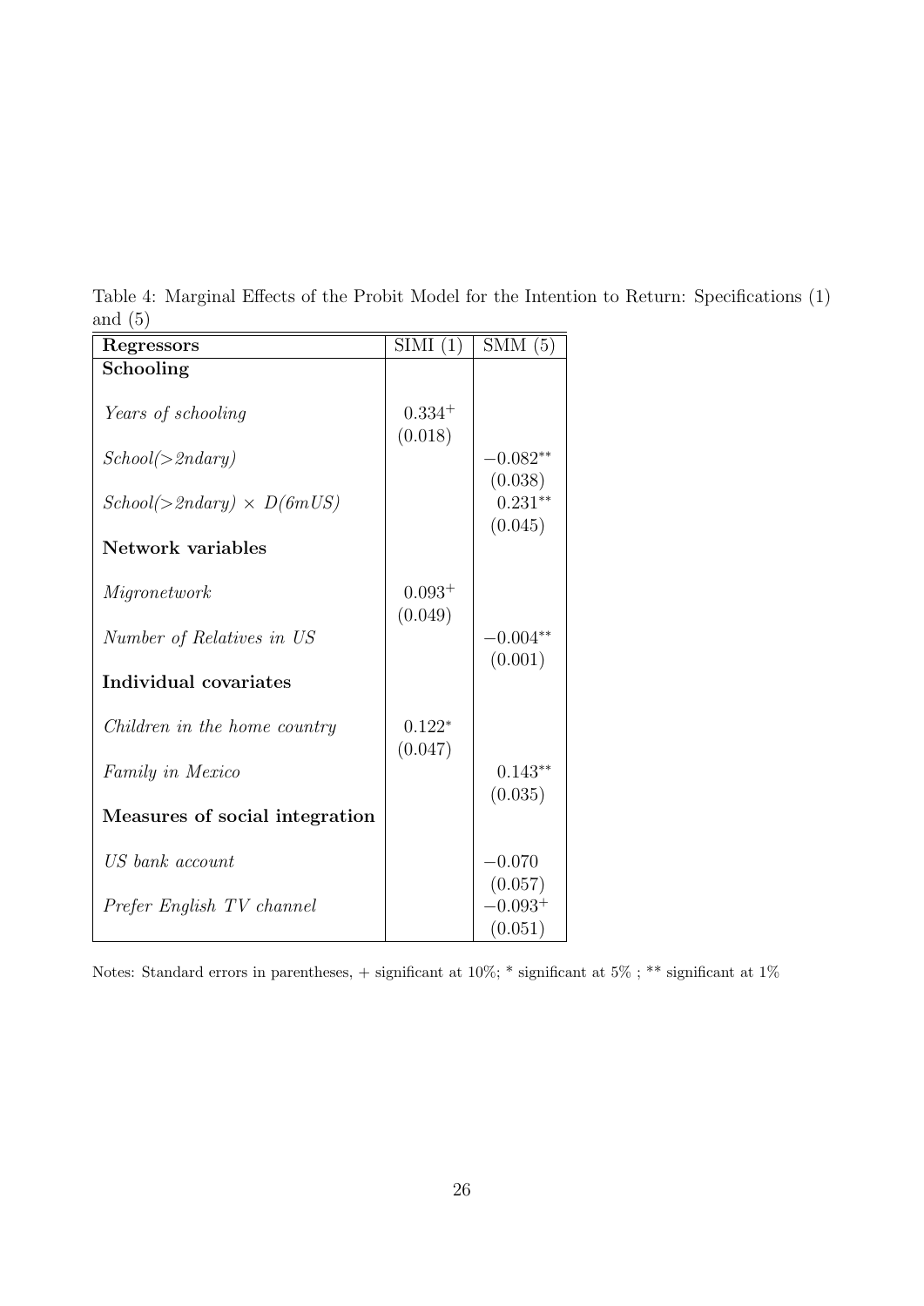Table 4: Marginal Effects of the Probit Model for the Intention to Return: Specifications (1) and (5)

| **Regressors** | SIMI (1) | SMM (5) |
|---|---|---|
| **Schooling** | | |
| *Years of schooling* | $0.334^{+}$ | |
| | (0.018) | |
| *School(>2ndary)* | | $-0.082^{**}$ |
| | | (0.038) |
| *School(>2ndary)* $\times$ *D(6mUS)* | | $0.231^{**}$ |
| | | (0.045) |
| **Network variables** | | |
| *Migronetwork* | $0.093^{+}$ | |
| | (0.049) | |
| *Number of Relatives in US* | | $-0.004^{**}$ |
| | | (0.001) |
| **Individual covariates** | | |
| *Children in the home country* | $0.122^{*}$ | |
| | (0.047) | |
| *Family in Mexico* | | $0.143^{**}$ |
| | | (0.035) |
| **Measures of social integration** | | |
| *US bank account* | | $-0.070$ |
| | | (0.057) |
| *Prefer English TV channel* | | $-0.093^{+}$ |
| | | (0.051) |

Notes: Standard errors in parentheses, + significant at 10%; * significant at 5% ; ** significant at 1%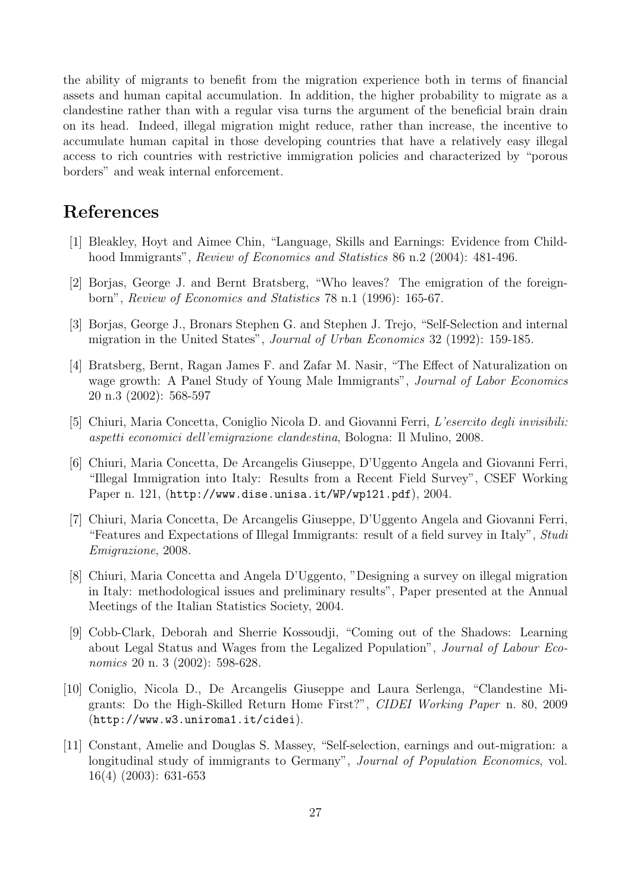the ability of migrants to benefit from the migration experience both in terms of financial assets and human capital accumulation. In addition, the higher probability to migrate as a clandestine rather than with a regular visa turns the argument of the beneficial brain drain on its head. Indeed, illegal migration might reduce, rather than increase, the incentive to accumulate human capital in those developing countries that have a relatively easy illegal access to rich countries with restrictive immigration policies and characterized by "porous borders" and weak internal enforcement.

# References

[1] Bleakley, Hoyt and Aimee Chin, "Language, Skills and Earnings: Evidence from Childhood Immigrants", *Review of Economics and Statistics* 86 n.2 (2004): 481-496.

[2] Borjas, George J. and Bernt Bratsberg, "Who leaves? The emigration of the foreign-born", *Review of Economics and Statistics* 78 n.1 (1996): 165-67.

[3] Borjas, George J., Bronars Stephen G. and Stephen J. Trejo, "Self-Selection and internal migration in the United States", *Journal of Urban Economics* 32 (1992): 159-185.

[4] Bratsberg, Bernt, Ragan James F. and Zafar M. Nasir, "The Effect of Naturalization on wage growth: A Panel Study of Young Male Immigrants", *Journal of Labor Economics* 20 n.3 (2002): 568-597

[5] Chiuri, Maria Concetta, Coniglio Nicola D. and Giovanni Ferri, *L'esercito degli invisibili: aspetti economici dell'emigrazione clandestina*, Bologna: Il Mulino, 2008.

[6] Chiuri, Maria Concetta, De Arcangelis Giuseppe, D'Uggento Angela and Giovanni Ferri, "Illegal Immigration into Italy: Results from a Recent Field Survey", CSEF Working Paper n. 121, (`http://www.dise.unisa.it/WP/wp121.pdf`), 2004.

[7] Chiuri, Maria Concetta, De Arcangelis Giuseppe, D'Uggento Angela and Giovanni Ferri, "Features and Expectations of Illegal Immigrants: result of a field survey in Italy", *Studi Emigrazione*, 2008.

[8] Chiuri, Maria Concetta and Angela D'Uggento, "Designing a survey on illegal migration in Italy: methodological issues and preliminary results", Paper presented at the Annual Meetings of the Italian Statistics Society, 2004.

[9] Cobb-Clark, Deborah and Sherrie Kossoudji, "Coming out of the Shadows: Learning about Legal Status and Wages from the Legalized Population", *Journal of Labour Economics* 20 n. 3 (2002): 598-628.

[10] Coniglio, Nicola D., De Arcangelis Giuseppe and Laura Serlenga, "Clandestine Migrants: Do the High-Skilled Return Home First?", *CIDEI Working Paper* n. 80, 2009 (`http://www.w3.uniroma1.it/cidei`).

[11] Constant, Amelie and Douglas S. Massey, "Self-selection, earnings and out-migration: a longitudinal study of immigrants to Germany", *Journal of Population Economics*, vol. 16(4) (2003): 631-653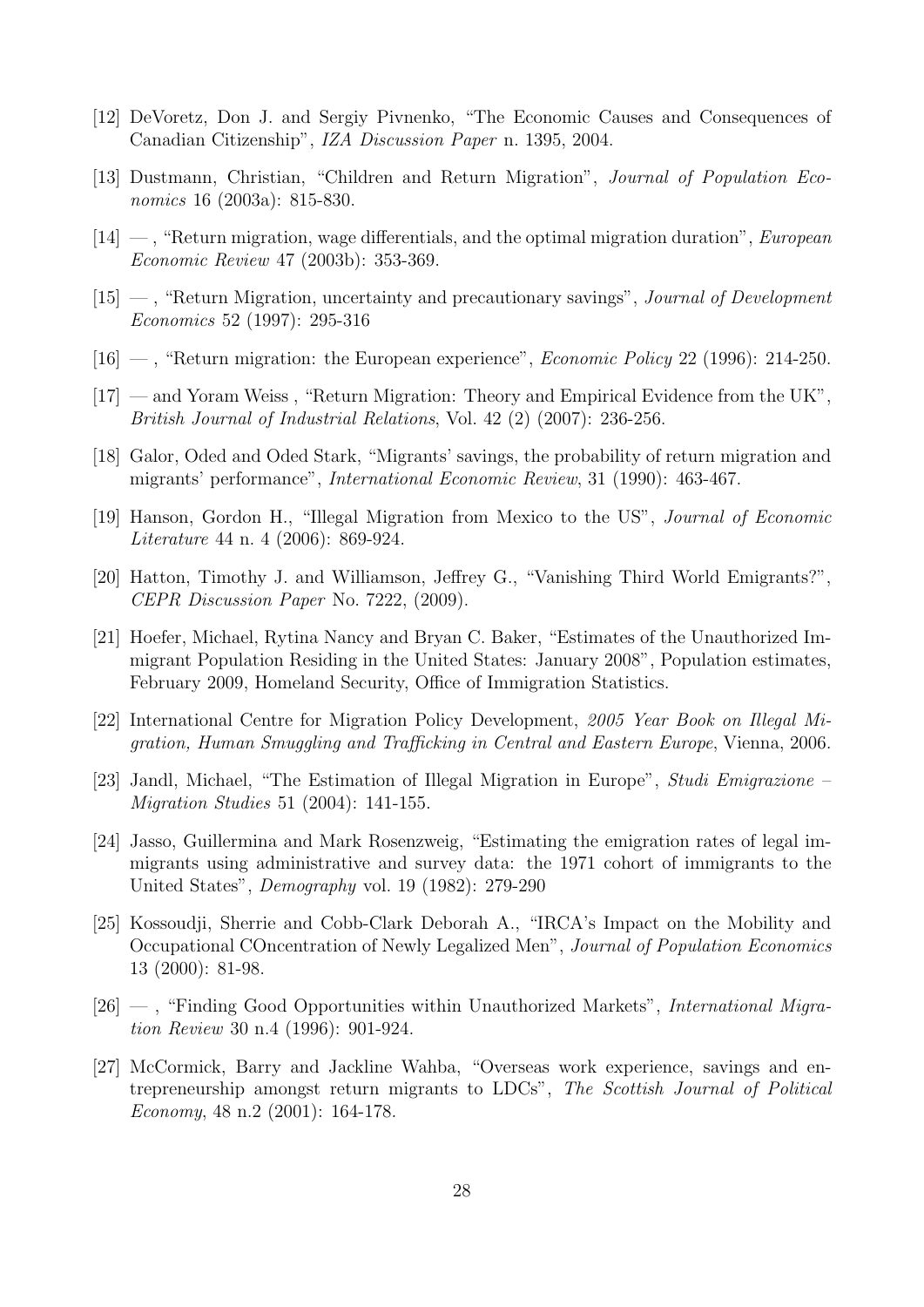[12] DeVoretz, Don J. and Sergiy Pivnenko, "The Economic Causes and Consequences of Canadian Citizenship", *IZA Discussion Paper* n. 1395, 2004.

[13] Dustmann, Christian, "Children and Return Migration", *Journal of Population Economics* 16 (2003a): 815-830.

[14] — , "Return migration, wage differentials, and the optimal migration duration", *European Economic Review* 47 (2003b): 353-369.

[15] — , "Return Migration, uncertainty and precautionary savings", *Journal of Development Economics* 52 (1997): 295-316

[16] — , "Return migration: the European experience", *Economic Policy* 22 (1996): 214-250.

[17] — and Yoram Weiss , "Return Migration: Theory and Empirical Evidence from the UK", *British Journal of Industrial Relations*, Vol. 42 (2) (2007): 236-256.

[18] Galor, Oded and Oded Stark, "Migrants' savings, the probability of return migration and migrants' performance", *International Economic Review*, 31 (1990): 463-467.

[19] Hanson, Gordon H., "Illegal Migration from Mexico to the US", *Journal of Economic Literature* 44 n. 4 (2006): 869-924.

[20] Hatton, Timothy J. and Williamson, Jeffrey G., "Vanishing Third World Emigrants?", *CEPR Discussion Paper* No. 7222, (2009).

[21] Hoefer, Michael, Rytina Nancy and Bryan C. Baker, "Estimates of the Unauthorized Immigrant Population Residing in the United States: January 2008", Population estimates, February 2009, Homeland Security, Office of Immigration Statistics.

[22] International Centre for Migration Policy Development, *2005 Year Book on Illegal Migration, Human Smuggling and Trafficking in Central and Eastern Europe*, Vienna, 2006.

[23] Jandl, Michael, "The Estimation of Illegal Migration in Europe", *Studi Emigrazione – Migration Studies* 51 (2004): 141-155.

[24] Jasso, Guillermina and Mark Rosenzweig, "Estimating the emigration rates of legal immigrants using administrative and survey data: the 1971 cohort of immigrants to the United States", *Demography* vol. 19 (1982): 279-290

[25] Kossoudji, Sherrie and Cobb-Clark Deborah A., "IRCA's Impact on the Mobility and Occupational COncentration of Newly Legalized Men", *Journal of Population Economics* 13 (2000): 81-98.

[26] — , "Finding Good Opportunities within Unauthorized Markets", *International Migration Review* 30 n.4 (1996): 901-924.

[27] McCormick, Barry and Jackline Wahba, "Overseas work experience, savings and entrepreneurship amongst return migrants to LDCs", *The Scottish Journal of Political Economy*, 48 n.2 (2001): 164-178.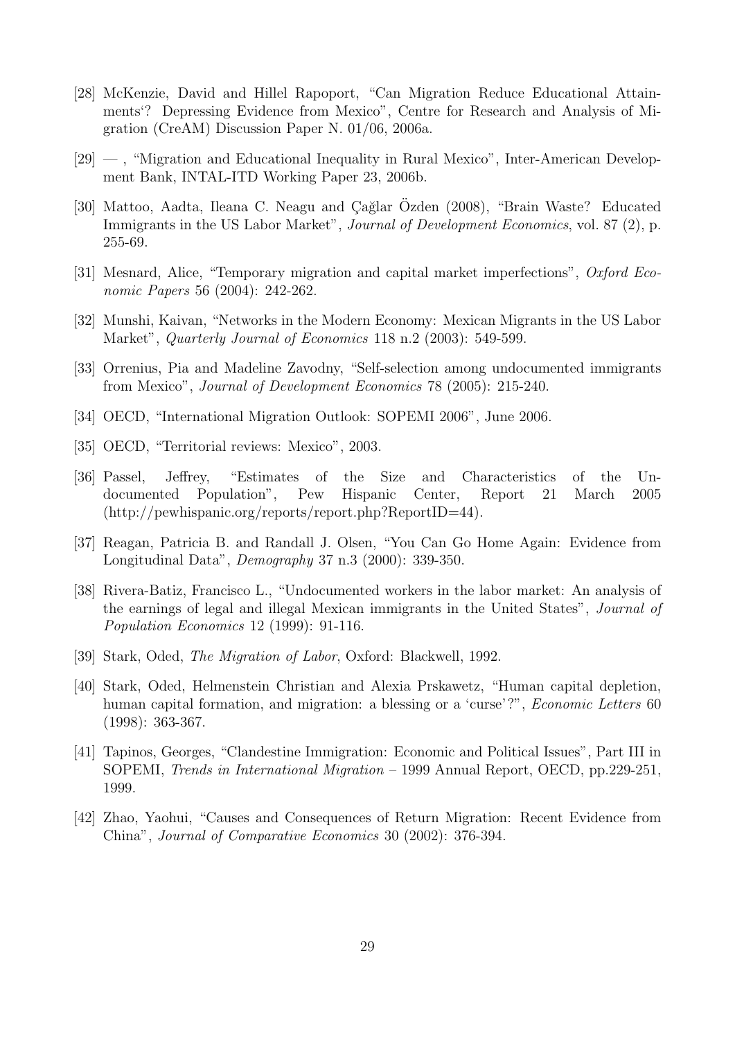[28] McKenzie, David and Hillel Rapoport, "Can Migration Reduce Educational Attainments'? Depressing Evidence from Mexico", Centre for Research and Analysis of Migration (CreAM) Discussion Paper N. 01/06, 2006a.

[29] — , "Migration and Educational Inequality in Rural Mexico", Inter-American Development Bank, INTAL-ITD Working Paper 23, 2006b.

[30] Mattoo, Aadta, Ileana C. Neagu and Çağlar Özden (2008), "Brain Waste? Educated Immigrants in the US Labor Market", *Journal of Development Economics*, vol. 87 (2), p. 255-69.

[31] Mesnard, Alice, "Temporary migration and capital market imperfections", *Oxford Economic Papers* 56 (2004): 242-262.

[32] Munshi, Kaivan, "Networks in the Modern Economy: Mexican Migrants in the US Labor Market", *Quarterly Journal of Economics* 118 n.2 (2003): 549-599.

[33] Orrenius, Pia and Madeline Zavodny, "Self-selection among undocumented immigrants from Mexico", *Journal of Development Economics* 78 (2005): 215-240.

[34] OECD, "International Migration Outlook: SOPEMI 2006", June 2006.

[35] OECD, "Territorial reviews: Mexico", 2003.

[36] Passel, Jeffrey, "Estimates of the Size and Characteristics of the Undocumented Population", Pew Hispanic Center, Report 21 March 2005 (http://pewhispanic.org/reports/report.php?ReportID=44).

[37] Reagan, Patricia B. and Randall J. Olsen, "You Can Go Home Again: Evidence from Longitudinal Data", *Demography* 37 n.3 (2000): 339-350.

[38] Rivera-Batiz, Francisco L., "Undocumented workers in the labor market: An analysis of the earnings of legal and illegal Mexican immigrants in the United States", *Journal of Population Economics* 12 (1999): 91-116.

[39] Stark, Oded, *The Migration of Labor*, Oxford: Blackwell, 1992.

[40] Stark, Oded, Helmenstein Christian and Alexia Prskawetz, "Human capital depletion, human capital formation, and migration: a blessing or a 'curse'?", *Economic Letters* 60 (1998): 363-367.

[41] Tapinos, Georges, "Clandestine Immigration: Economic and Political Issues", Part III in SOPEMI, *Trends in International Migration* – 1999 Annual Report, OECD, pp.229-251, 1999.

[42] Zhao, Yaohui, "Causes and Consequences of Return Migration: Recent Evidence from China", *Journal of Comparative Economics* 30 (2002): 376-394.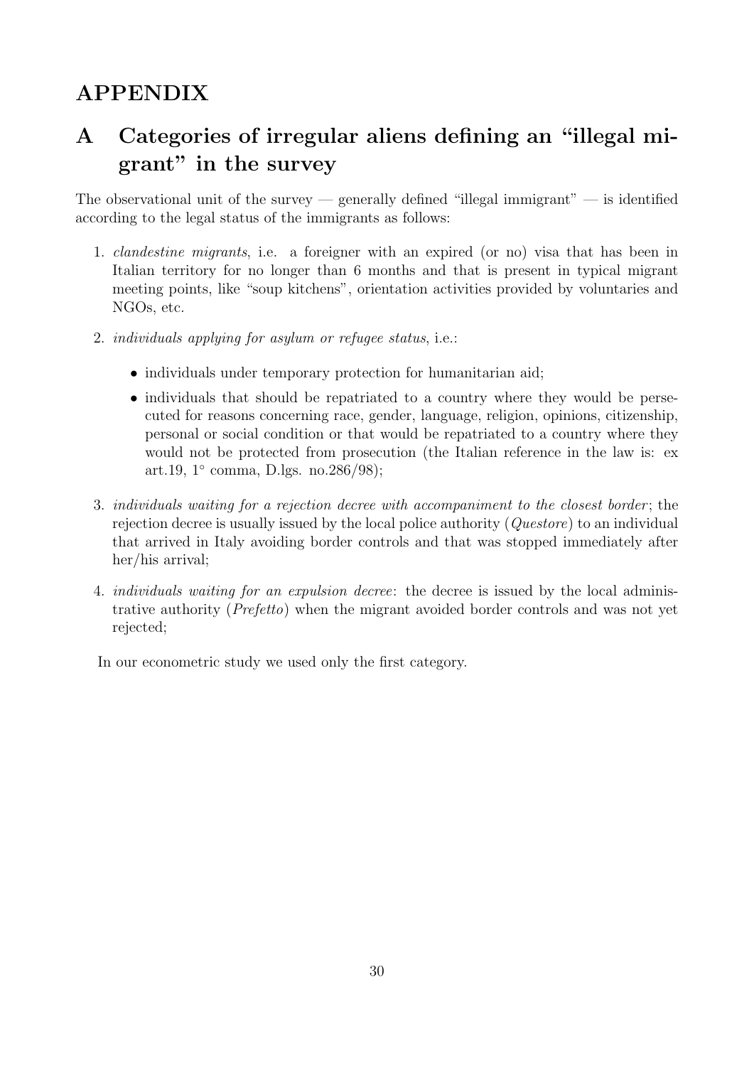# APPENDIX

## A Categories of irregular aliens defining an "illegal migrant" in the survey

The observational unit of the survey — generally defined "illegal immigrant" — is identified according to the legal status of the immigrants as follows:

1. *clandestine migrants*, i.e. a foreigner with an expired (or no) visa that has been in Italian territory for no longer than 6 months and that is present in typical migrant meeting points, like "soup kitchens", orientation activities provided by voluntaries and NGOs, etc.

2. *individuals applying for asylum or refugee status*, i.e.:

   - individuals under temporary protection for humanitarian aid;
   - individuals that should be repatriated to a country where they would be persecuted for reasons concerning race, gender, language, religion, opinions, citizenship, personal or social condition or that would be repatriated to a country where they would not be protected from prosecution (the Italian reference in the law is: ex art.19, 1° comma, D.lgs. no.286/98);

3. *individuals waiting for a rejection decree with accompaniment to the closest border*; the rejection decree is usually issued by the local police authority (*Questore*) to an individual that arrived in Italy avoiding border controls and that was stopped immediately after her/his arrival;

4. *individuals waiting for an expulsion decree*: the decree is issued by the local administrative authority (*Prefetto*) when the migrant avoided border controls and was not yet rejected;

In our econometric study we used only the first category.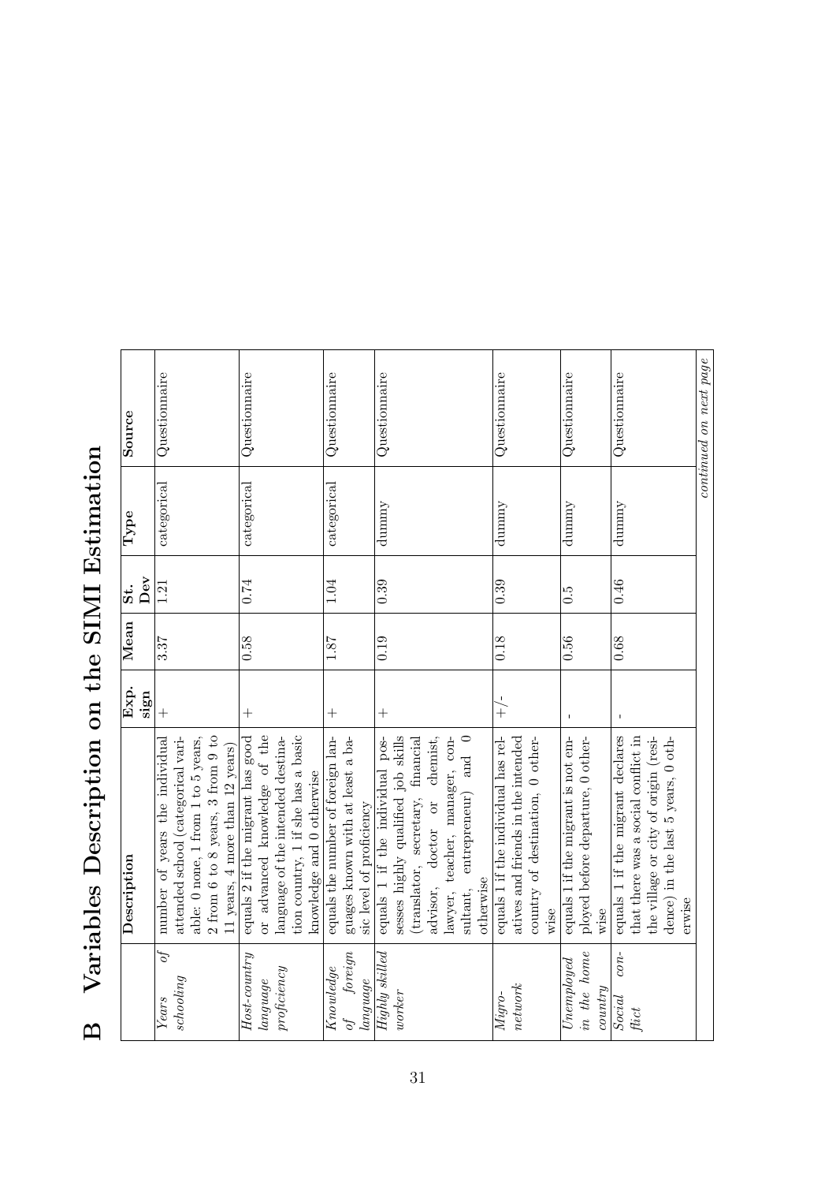# B Variables Description on the SIMI Estimation

| | Description | Exp. sign | Mean | St. Dev | Type | Source |
|---|---|---|---|---|---|---|
| *Years of schooling* | number of years the individual attended school (categorical variable: 0 none, 1 from 1 to 5 years, 2 from 6 to 8 years, 3 from 9 to 11 years, 4 more than 12 years) | + | 3.37 | 1.21 | categorical | Questionnaire |
| *Host-country language proficiency* | equals 2 if the migrant has good or advanced knowledge of the language of the intended destination country, 1 if she has a basic knowledge and 0 otherwise | + | 0.58 | 0.74 | categorical | Questionnaire |
| *Knowledge of foreign language* | equals the number of foreign languages known with at least a basic level of proficiency | + | 1.87 | 1.04 | categorical | Questionnaire |
| *Highly skilled worker* | equals 1 if the individual possesses highly qualified job skills (translator, secretary, financial advisor, doctor or chemist, lawyer, teacher, manager, consultant, entrepreneur) and 0 otherwise | + | 0.19 | 0.39 | dummy | Questionnaire |
| *Migro-network* | equals 1 if the individual has relatives and friends in the intended country of destination, 0 otherwise | +/- | 0.18 | 0.39 | dummy | Questionnaire |
| *Unemployed in the home country* | equals 1 if the migrant is not employed before departure, 0 otherwise | - | 0.56 | 0.5 | dummy | Questionnaire |
| *Social conflict* | equals 1 if the migrant declares that there was a social conflict in the village or city of origin (residence) in the last 5 years, 0 otherwise | - | 0.68 | 0.46 | dummy | Questionnaire |

*continued on next page*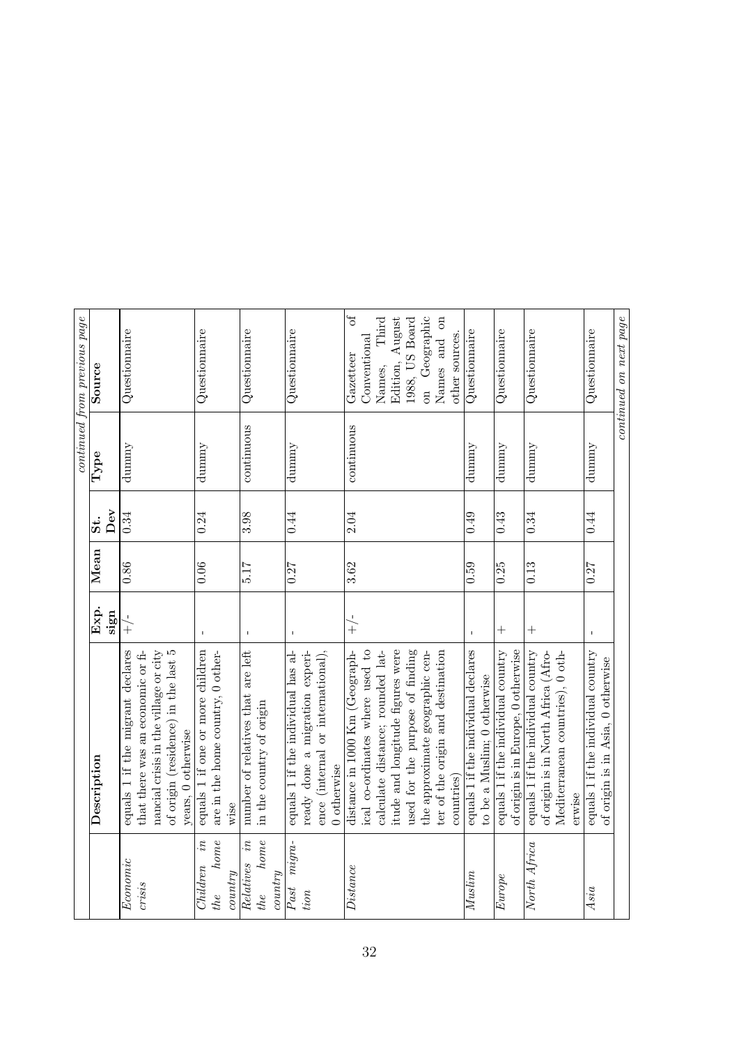*continued from previous page*

| | Description | Exp. sign | Mean | St. Dev | Type | Source |
|---|---|---|---|---|---|---|
| *Economic crisis* | equals 1 if the migrant declares that there was an economic or financial crisis in the village or city of origin (residence) in the last 5 years, 0 otherwise | +/- | 0.86 | 0.34 | dummy | Questionnaire |
| *Children in the home country* | equals 1 if one or more children are in the home country, 0 otherwise | - | 0.06 | 0.24 | dummy | Questionnaire |
| *Relatives in the home country* | number of relatives that are left in the country of origin | - | 5.17 | 3.98 | continuous | Questionnaire |
| *Past migration* | equals 1 if the individual has already done a migration experience (internal or international), 0 otherwise | - | 0.27 | 0.44 | dummy | Questionnaire |
| *Distance* | distance in 1000 Km (Geographical co-ordinates where used to calculate distance; rounded latitude and longitude figures were used for the purpose of finding the approximate geographic center of the origin and destination countries) | +/- | 3.62 | 2.04 | continuous | Gazetteer of Conventional Names, Third Edition, August 1988, US Board on Geographic Names and on other sources. |
| *Muslim* | equals 1 if the individual declares to be a Muslim; 0 otherwise | - | 0.59 | 0.49 | dummy | Questionnaire |
| *Europe* | equals 1 if the individual country of origin is in Europe, 0 otherwise | + | 0.25 | 0.43 | dummy | Questionnaire |
| *North Africa* | equals 1 if the individual country of origin is in North Africa (Afro-Mediterranean countries), 0 otherwise | + | 0.13 | 0.34 | dummy | Questionnaire |
| *Asia* | equals 1 if the individual country of origin is in Asia, 0 otherwise | - | 0.27 | 0.44 | dummy | Questionnaire |

*continued on next page*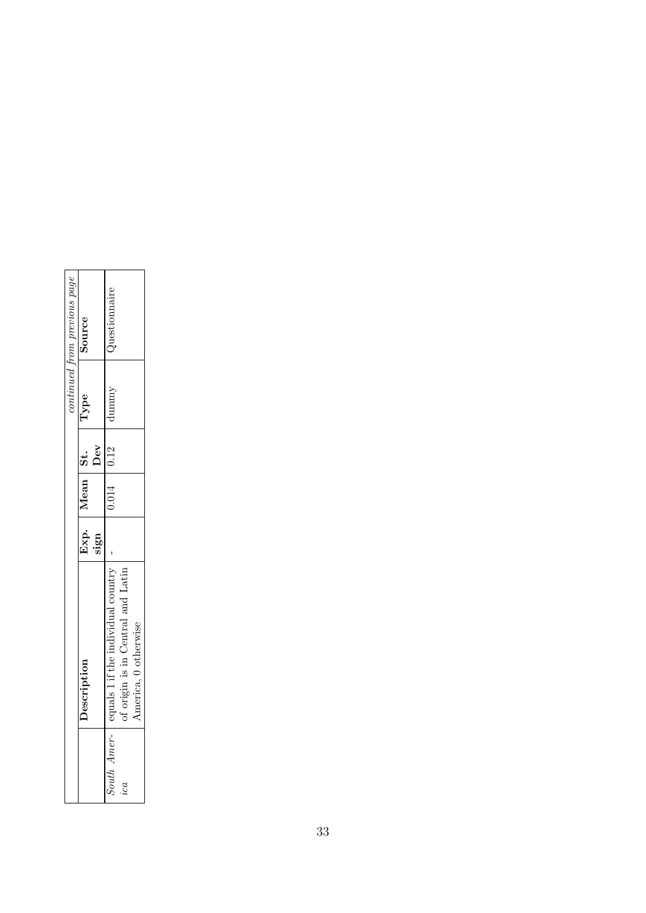*continued from previous page*

| | Description | Exp. sign | Mean | St. Dev | Type | Source |
|---|---|---|---|---|---|---|
| *South America* | equals 1 if the individual country of origin is in Central and Latin America, 0 otherwise | - | 0.014 | 0.12 | dummy | Questionnaire |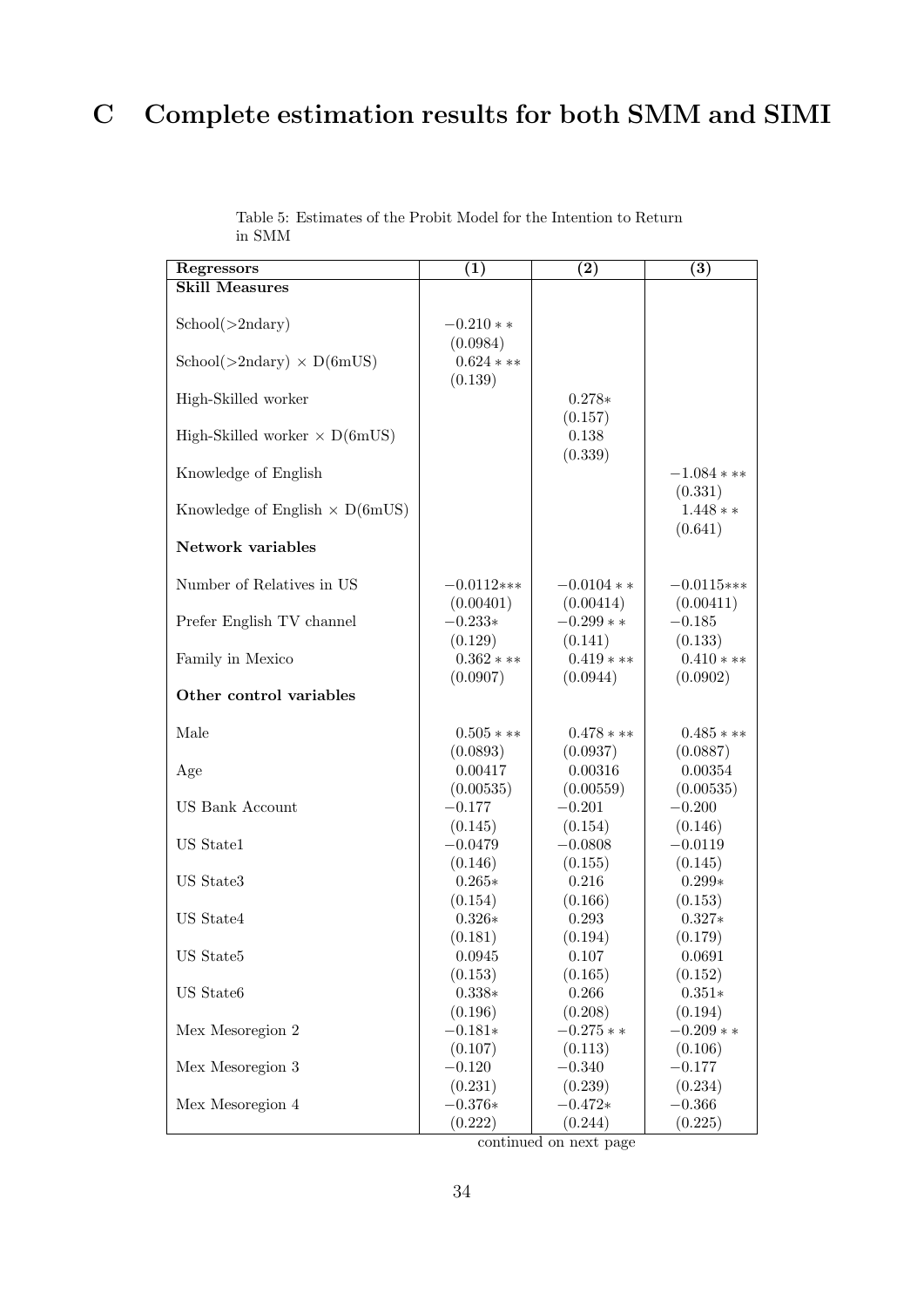# C Complete estimation results for both SMM and SIMI

Table 5: Estimates of the Probit Model for the Intention to Return in SMM

| Regressors | (1) | (2) | (3) |
|---|---|---|---|
| **Skill Measures** | | | |
| School(>2ndary) | −0.210** | | |
| | (0.0984) | | |
| School(>2ndary) × D(6mUS) | 0.624*** | | |
| | (0.139) | | |
| High-Skilled worker | | 0.278* | |
| | | (0.157) | |
| High-Skilled worker × D(6mUS) | | 0.138 | |
| | | (0.339) | |
| Knowledge of English | | | −1.084*** |
| | | | (0.331) |
| Knowledge of English × D(6mUS) | | | 1.448** |
| | | | (0.641) |
| **Network variables** | | | |
| Number of Relatives in US | −0.0112*** | −0.0104** | −0.0115*** |
| | (0.00401) | (0.00414) | (0.00411) |
| Prefer English TV channel | −0.233* | −0.299** | −0.185 |
| | (0.129) | (0.141) | (0.133) |
| Family in Mexico | 0.362*** | 0.419*** | 0.410*** |
| | (0.0907) | (0.0944) | (0.0902) |
| **Other control variables** | | | |
| Male | 0.505*** | 0.478*** | 0.485*** |
| | (0.0893) | (0.0937) | (0.0887) |
| Age | 0.00417 | 0.00316 | 0.00354 |
| | (0.00535) | (0.00559) | (0.00535) |
| US Bank Account | −0.177 | −0.201 | −0.200 |
| | (0.145) | (0.154) | (0.146) |
| US State1 | −0.0479 | −0.0808 | −0.0119 |
| | (0.146) | (0.155) | (0.145) |
| US State3 | 0.265* | 0.216 | 0.299* |
| | (0.154) | (0.166) | (0.153) |
| US State4 | 0.326* | 0.293 | 0.327* |
| | (0.181) | (0.194) | (0.179) |
| US State5 | 0.0945 | 0.107 | 0.0691 |
| | (0.153) | (0.165) | (0.152) |
| US State6 | 0.338* | 0.266 | 0.351* |
| | (0.196) | (0.208) | (0.194) |
| Mex Mesoregion 2 | −0.181* | −0.275** | −0.209** |
| | (0.107) | (0.113) | (0.106) |
| Mex Mesoregion 3 | −0.120 | −0.340 | −0.177 |
| | (0.231) | (0.239) | (0.234) |
| Mex Mesoregion 4 | −0.376* | −0.472* | −0.366 |
| | (0.222) | (0.244) | (0.225) |

continued on next page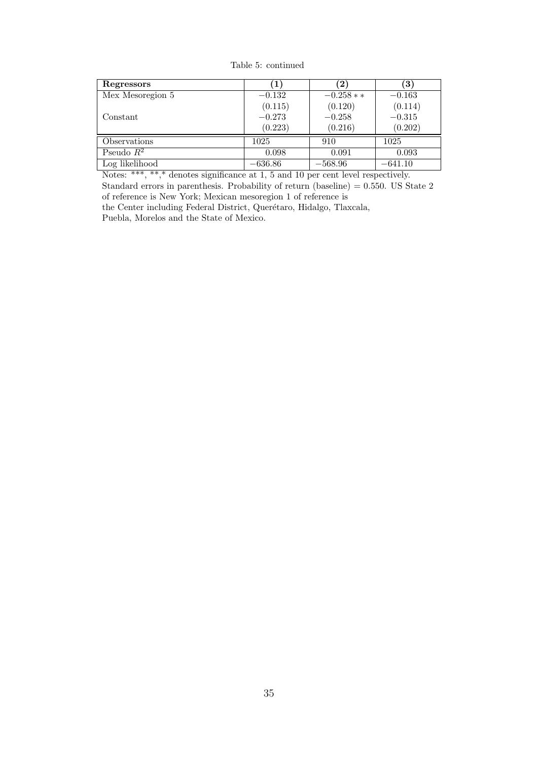Table 5: continued

| **Regressors** | **(1)** | **(2)** | **(3)** |
| --- | --- | --- | --- |
| Mex Mesoregion 5 | $-0.132$ | $-0.258**$ | $-0.163$ |
| | (0.115) | (0.120) | (0.114) |
| Constant | $-0.273$ | $-0.258$ | $-0.315$ |
| | (0.223) | (0.216) | (0.202) |
| Observations | 1025 | 910 | 1025 |
| Pseudo $R^2$ | 0.098 | 0.091 | 0.093 |
| Log likelihood | $-636.86$ | $-568.96$ | $-641.10$ |

Notes: ***, **,* denotes significance at 1, 5 and 10 per cent level respectively. Standard errors in parenthesis. Probability of return (baseline) = 0.550. US State 2 of reference is New York; Mexican mesoregion 1 of reference is the Center including Federal District, Querétaro, Hidalgo, Tlaxcala, Puebla, Morelos and the State of Mexico.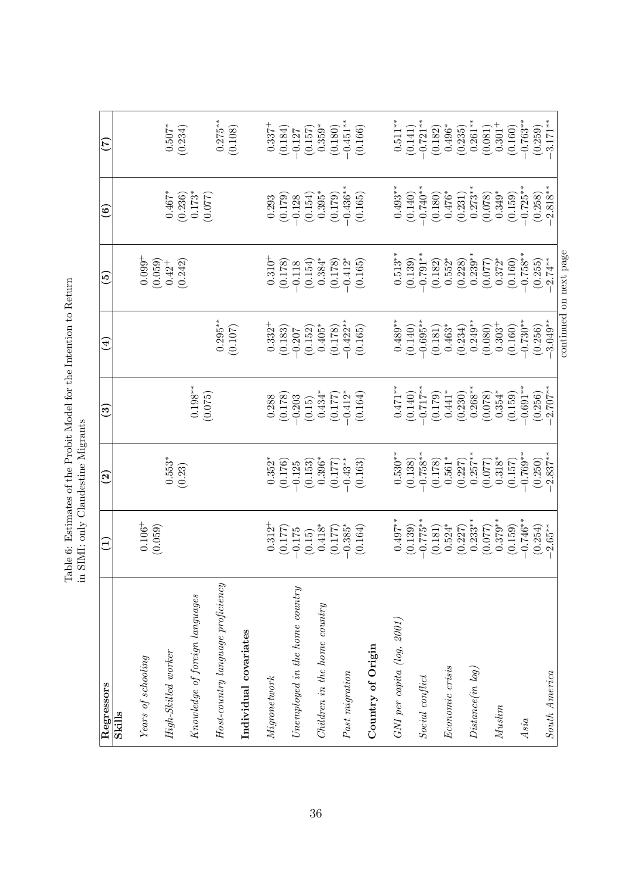Table 6: Estimates of the Probit Model for the Intention to Return in SIMI: only Clandestine Migrants

| Regressors | (1) | (2) | (3) | (4) | (5) | (6) | (7) |
|---|---|---|---|---|---|---|---|
| **Skills** | | | | | | | |
| *Years of schooling* | $0.106^{+}$ | | | | $0.099^{+}$ | | |
| | (0.059) | | | | (0.059) | | |
| *High-Skilled worker* | | $0.553^{*}$ | | | $0.42^{+}$ | $0.467^{*}$ | $0.507^{*}$ |
| | | (0.23) | | | (0.242) | (0.236) | (0.234) |
| *Knowledge of foreign languages* | | | $0.198^{**}$ | | | $0.173^{*}$ | |
| | | | (0.075) | | | (0.077) | |
| *Host-country language proficiency* | | | | $0.295^{**}$ | | | $0.275^{**}$ |
| | | | | (0.107) | | | (0.108) |
| **Individual covariates** | | | | | | | |
| *Migronetwork* | $0.312^{+}$ | $0.352^{*}$ | 0.288 | $0.332^{+}$ | $0.310^{+}$ | 0.293 | $0.337^{+}$ |
| | (0.177) | (0.176) | (0.178) | (0.183) | (0.178) | (0.179) | (0.184) |
| *Unemployed in the home country* | −0.175 | −0.125 | −0.203 | −0.207 | −0.118 | −0.128 | −0.127 |
| | (0.15) | (0.153) | (0.15) | (0.152) | (0.154) | (0.154) | (0.157) |
| *Children in the home country* | $0.418^{*}$ | $0.396^{*}$ | $0.434^{*}$ | $0.405^{*}$ | $0.384^{*}$ | $0.395^{*}$ | $0.359^{*}$ |
| | (0.177) | (0.177) | (0.177) | (0.178) | (0.178) | (0.179) | (0.180) |
| *Past migration* | $-0.385^{*}$ | $-0.43^{**}$ | $-0.412^{*}$ | $-0.422^{**}$ | $-0.412^{*}$ | $-0.436^{**}$ | $-0.451^{**}$ |
| | (0.164) | (0.163) | (0.164) | (0.165) | (0.165) | (0.165) | (0.166) |
| **Country of Origin** | | | | | | | |
| *GNI per capita (log, 2001)* | $0.497^{**}$ | $0.530^{**}$ | $0.471^{**}$ | $0.489^{**}$ | $0.513^{**}$ | $0.493^{**}$ | $0.511^{**}$ |
| | (0.139) | (0.138) | (0.140) | (0.140) | (0.139) | (0.140) | (0.141) |
| *Social conflict* | $-0.775^{**}$ | $-0.758^{**}$ | $-0.717^{**}$ | $-0.695^{**}$ | $-0.791^{**}$ | $-0.740^{**}$ | $-0.721^{**}$ |
| | (0.181) | (0.178) | (0.179) | (0.181) | (0.182) | (0.180) | (0.182) |
| *Economic crisis* | $0.524^{*}$ | $0.561^{*}$ | $0.441^{*}$ | $0.463^{*}$ | $0.552^{*}$ | $0.476^{*}$ | $0.496^{*}$ |
| | (0.227) | (0.227) | (0.230) | (0.234) | (0.228) | (0.231) | (0.235) |
| *Distance(in log)* | $0.233^{**}$ | $0.257^{**}$ | $0.268^{**}$ | $0.249^{**}$ | $0.239^{**}$ | $0.273^{**}$ | $0.261^{**}$ |
| | (0.077) | (0.077) | (0.078) | (0.080) | (0.077) | (0.078) | (0.081) |
| *Muslim* | $0.379^{**}$ | $0.318^{*}$ | $0.354^{*}$ | $0.303^{+}$ | $0.372^{*}$ | $0.349^{*}$ | $0.301^{+}$ |
| | (0.159) | (0.157) | (0.159) | (0.160) | (0.160) | (0.159) | (0.160) |
| *Asia* | $-0.746^{**}$ | $-0.769^{**}$ | $-0.691^{**}$ | $-0.730^{**}$ | $-0.758^{**}$ | $-0.725^{**}$ | $-0.763^{**}$ |
| | (0.254) | (0.250) | (0.256) | (0.256) | (0.255) | (0.258) | (0.259) |
| *South America* | $-2.65^{**}$ | $-2.837^{**}$ | $-2.707^{**}$ | $-3.049^{**}$ | $-2.74^{**}$ | $-2.818^{**}$ | $-3.171^{**}$ |

continued on next page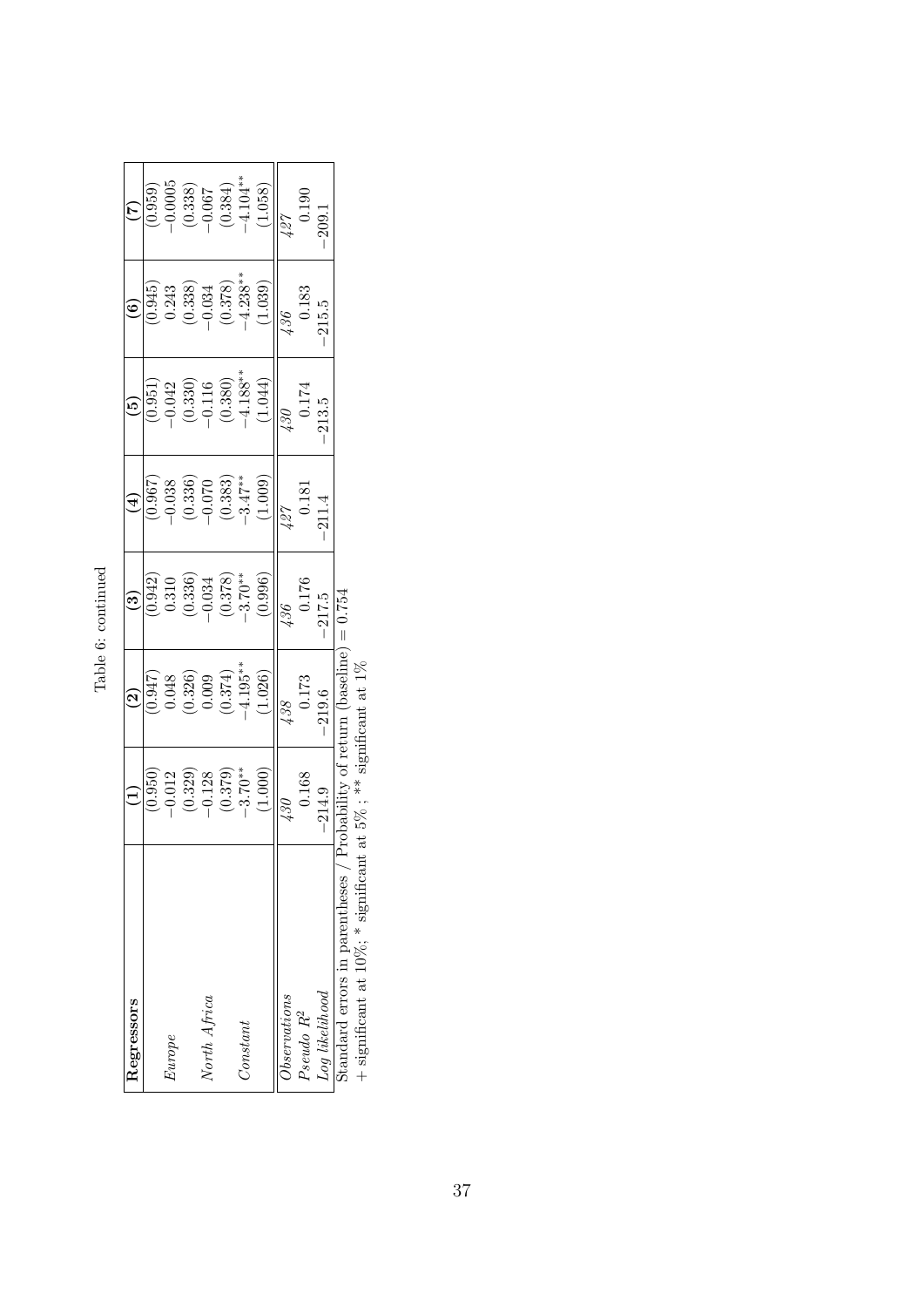Table 6: continued

| Regressors | (1) | (2) | (3) | (4) | (5) | (6) | (7) |
|---|---|---|---|---|---|---|---|
| | (0.950) | (0.947) | (0.942) | (0.967) | (0.951) | (0.945) | (0.959) |
| *Europe* | −0.012 | 0.048 | 0.310 | −0.038 | −0.042 | 0.243 | −0.0005 |
| | (0.329) | (0.326) | (0.336) | (0.336) | (0.330) | (0.338) | (0.338) |
| *North Africa* | −0.128 | 0.009 | −0.034 | −0.070 | −0.116 | −0.034 | −0.067 |
| | (0.379) | (0.374) | (0.378) | (0.383) | (0.380) | (0.378) | (0.384) |
| *Constant* | −3.70** | −4.195** | −3.70** | −3.47** | −4.188** | −4.238** | −4.104** |
| | (1.000) | (1.026) | (0.996) | (1.009) | (1.044) | (1.039) | (1.058) |
| *Observations* | *430* | *438* | *436* | *427* | *430* | *436* | *427* |
| *Pseudo $R^2$* | 0.168 | 0.173 | 0.176 | 0.181 | 0.174 | 0.183 | 0.190 |
| *Log likelihood* | −214.9 | −219.6 | −217.5 | −211.4 | −213.5 | −215.5 | −209.1 |

Standard errors in parentheses / Probability of return (baseline) = 0.754
+ significant at 10%; * significant at 5%; ** significant at 1%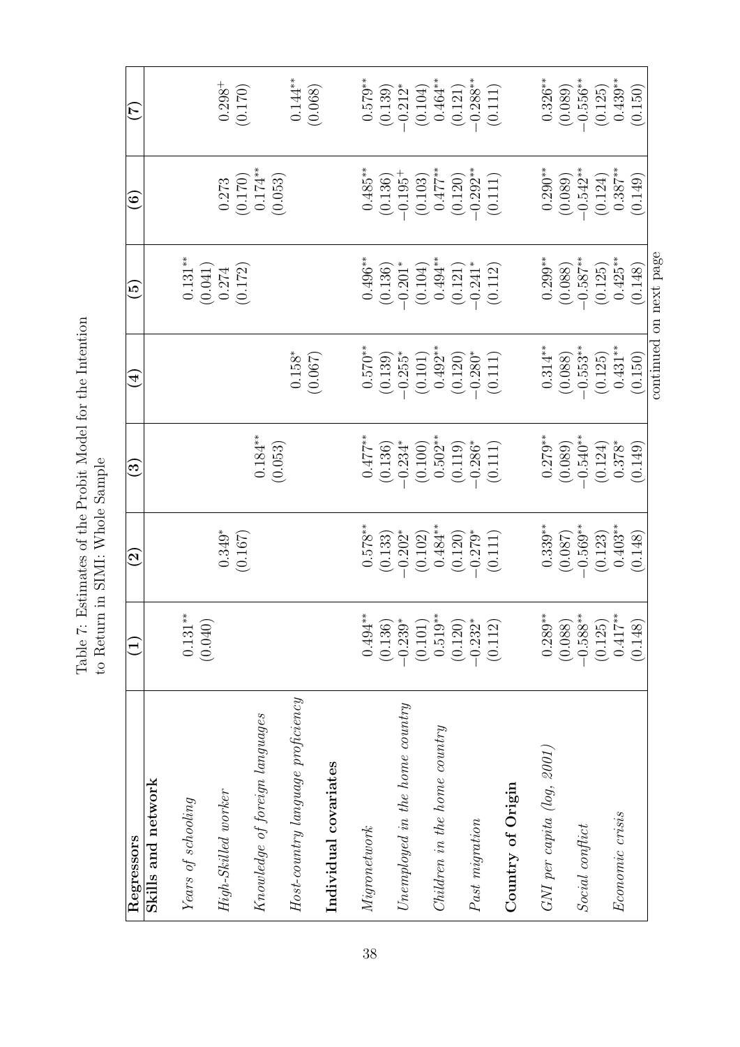Table 7: Estimates of the Probit Model for the Intention to Return in SIMI: Whole Sample

| Regressors | (1) | (2) | (3) | (4) | (5) | (6) | (7) |
|---|---|---|---|---|---|---|---|
| **Skills and network** | | | | | | | |
| *Years of schooling* | $0.131^{**}$ | | | | $0.131^{**}$ | | |
| | (0.040) | | | | (0.041) | | |
| *High-Skilled worker* | | $0.349^{*}$ | | | 0.274 | 0.273 | $0.298^{+}$ |
| | | (0.167) | | | (0.172) | (0.170) | (0.170) |
| *Knowledge of foreign languages* | | | $0.184^{**}$ | | | $0.174^{**}$ | |
| | | | (0.053) | | | (0.053) | |
| *Host-country language proficiency* | | | | $0.158^{*}$ | | | $0.144^{**}$ |
| | | | | (0.067) | | | (0.068) |
| **Individual covariates** | | | | | | | |
| *Migronetwork* | $0.494^{**}$ | $0.578^{**}$ | $0.477^{**}$ | $0.570^{**}$ | $0.496^{**}$ | $0.485^{**}$ | $0.579^{**}$ |
| | (0.136) | (0.133) | (0.136) | (0.139) | (0.136) | (0.136) | (0.139) |
| *Unemployed in the home country* | $-0.239^{*}$ | $-0.202^{*}$ | $-0.234^{*}$ | $-0.255^{*}$ | $-0.201^{*}$ | $-0.195^{+}$ | $-0.212^{*}$ |
| | (0.101) | (0.102) | (0.100) | (0.101) | (0.104) | (0.103) | (0.104) |
| *Children in the home country* | $0.519^{**}$ | $0.484^{**}$ | $0.502^{**}$ | $0.492^{**}$ | $0.494^{**}$ | $0.477^{**}$ | $0.464^{**}$ |
| | (0.120) | (0.120) | (0.119) | (0.120) | (0.121) | (0.120) | (0.121) |
| *Past migration* | $-0.232^{*}$ | $-0.279^{*}$ | $-0.286^{*}$ | $-0.280^{*}$ | $-0.241^{*}$ | $-0.292^{**}$ | $-0.288^{**}$ |
| | (0.112) | (0.111) | (0.111) | (0.111) | (0.112) | (0.111) | (0.111) |
| **Country of Origin** | | | | | | | |
| *GNI per capita (log, 2001)* | $0.289^{**}$ | $0.339^{**}$ | $0.279^{**}$ | $0.314^{**}$ | $0.299^{**}$ | $0.290^{**}$ | $0.326^{**}$ |
| | (0.088) | (0.087) | (0.089) | (0.088) | (0.088) | (0.089) | (0.089) |
| *Social conflict* | $-0.588^{**}$ | $-0.569^{**}$ | $-0.540^{**}$ | $-0.553^{**}$ | $-0.587^{**}$ | $-0.542^{**}$ | $-0.556^{**}$ |
| | (0.125) | (0.123) | (0.124) | (0.125) | (0.125) | (0.124) | (0.125) |
| *Economic crisis* | $0.417^{**}$ | $0.403^{**}$ | $0.378^{*}$ | $0.431^{**}$ | $0.425^{**}$ | $0.387^{**}$ | $0.439^{**}$ |
| | (0.148) | (0.148) | (0.149) | (0.150) | (0.148) | (0.149) | (0.150) |

continued on next page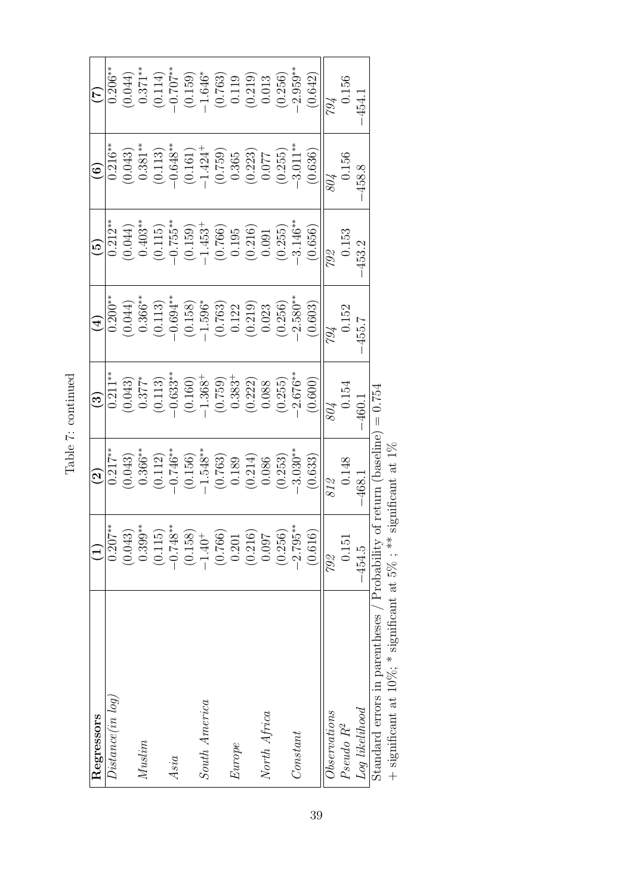Table 7: continued

| Regressors | (1) | (2) | (3) | (4) | (5) | (6) | (7) |
|---|---|---|---|---|---|---|---|
| *Distance(in log)* | 0.207** | 0.217** | 0.211** | 0.200** | 0.212** | 0.216** | 0.206** |
| | (0.043) | (0.043) | (0.043) | (0.044) | (0.044) | (0.043) | (0.044) |
| *Muslim* | 0.399** | 0.366** | 0.377* | 0.366** | 0.403** | 0.381** | 0.371** |
| | (0.115) | (0.112) | (0.113) | (0.113) | (0.115) | (0.113) | (0.114) |
| *Asia* | −0.748** | −0.746** | −0.633** | −0.694** | −0.755** | −0.648** | −0.707** |
| | (0.158) | (0.156) | (0.160) | (0.158) | (0.159) | (0.161) | (0.159) |
| *South America* | −1.40+ | −1.548** | −1.368+ | −1.596* | −1.453+ | −1.424+ | −1.646* |
| | (0.766) | (0.763) | (0.759) | (0.763) | (0.766) | (0.759) | (0.763) |
| *Europe* | 0.201 | 0.189 | 0.383+ | 0.122 | 0.195 | 0.365 | 0.119 |
| | (0.216) | (0.214) | (0.222) | (0.219) | (0.216) | (0.223) | (0.219) |
| *North Africa* | 0.097 | 0.086 | 0.088 | 0.023 | 0.091 | 0.077 | 0.013 |
| | (0.256) | (0.253) | (0.255) | (0.256) | (0.255) | (0.255) | (0.256) |
| *Constant* | −2.795** | −3.030** | −2.676** | −2.580** | −3.146** | −3.011** | −2.959** |
| | (0.616) | (0.633) | (0.600) | (0.603) | (0.656) | (0.636) | (0.642) |
| *Observations* | *792* | *812* | *804* | *794* | *792* | *804* | *794* |
| *Pseudo $R^2$* | 0.151 | 0.148 | 0.154 | 0.152 | 0.153 | 0.156 | 0.156 |
| *Log likelihood* | −454.5 | −468.1 | −460.1 | −455.7 | −453.2 | −458.8 | −454.1 |

Standard errors in parentheses / Probability of return (baseline) = 0.754

+ significant at 10%; * significant at 5% ; ** significant at 1%